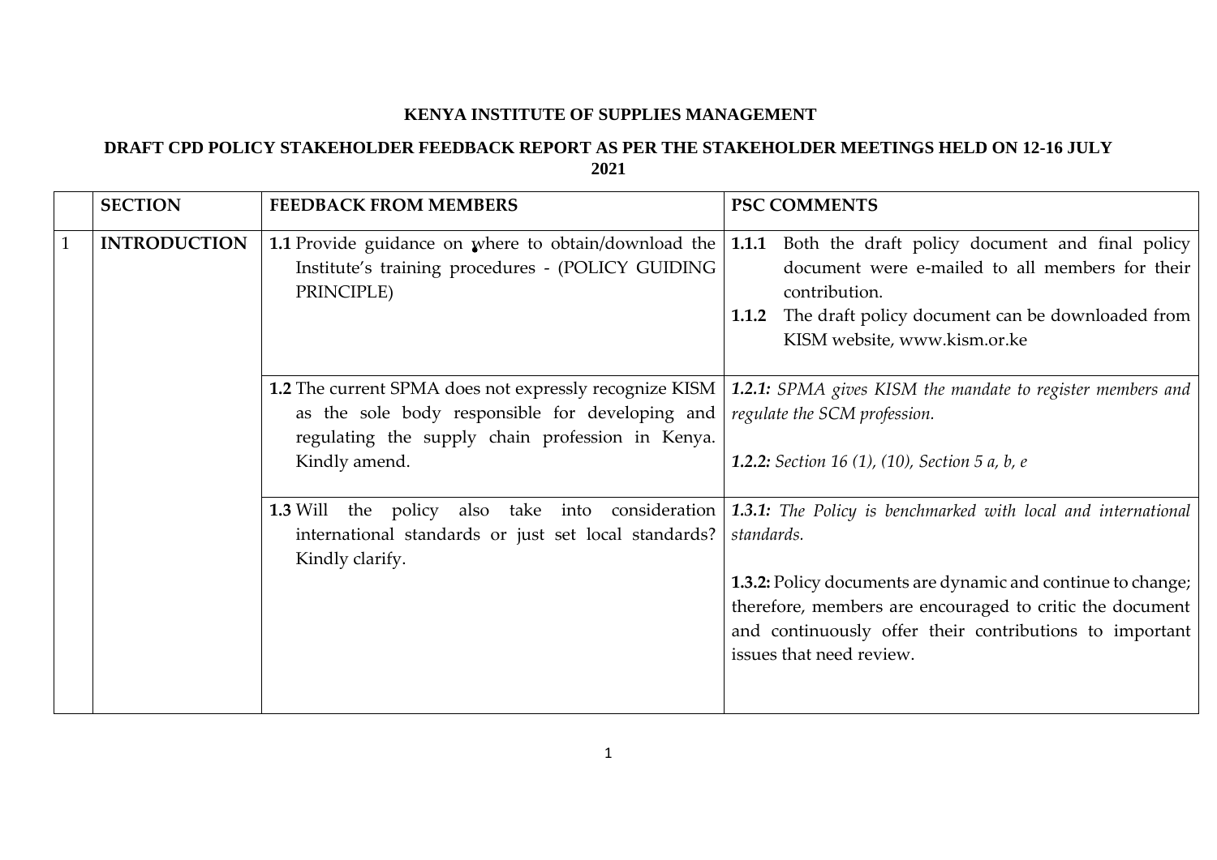**KENYA INSTITUTE OF SUPPLIES MANAGEMENT**

**DRAFT CPD POLICY STAKEHOLDER FEEDBACK REPORT AS PER THE STAKEHOLDER MEETINGS HELD ON 12-16 JULY 2021**

| | SECTION | FEEDBACK FROM MEMBERS | PSC COMMENTS |
|---|---|---|---|
| 1 | **INTRODUCTION** | **1.1** Provide guidance on where to obtain/download the Institute's training procedures - (POLICY GUIDING PRINCIPLE) | **1.1.1** Both the draft policy document and final policy document were e-mailed to all members for their contribution.<br>**1.1.2** The draft policy document can be downloaded from KISM website, www.kism.or.ke |
| | | **1.2** The current SPMA does not expressly recognize KISM as the sole body responsible for developing and regulating the supply chain profession in Kenya. Kindly amend. | ***1.2.1:*** *SPMA gives KISM the mandate to register members and regulate the SCM profession.*<br><br>***1.2.2:*** *Section 16 (1), (10), Section 5 a, b, e* |
| | | **1.3** Will the policy also take into consideration international standards or just set local standards? Kindly clarify. | ***1.3.1:*** *The Policy is benchmarked with local and international standards.*<br><br>**1.3.2:** Policy documents are dynamic and continue to change; therefore, members are encouraged to critic the document and continuously offer their contributions to important issues that need review. |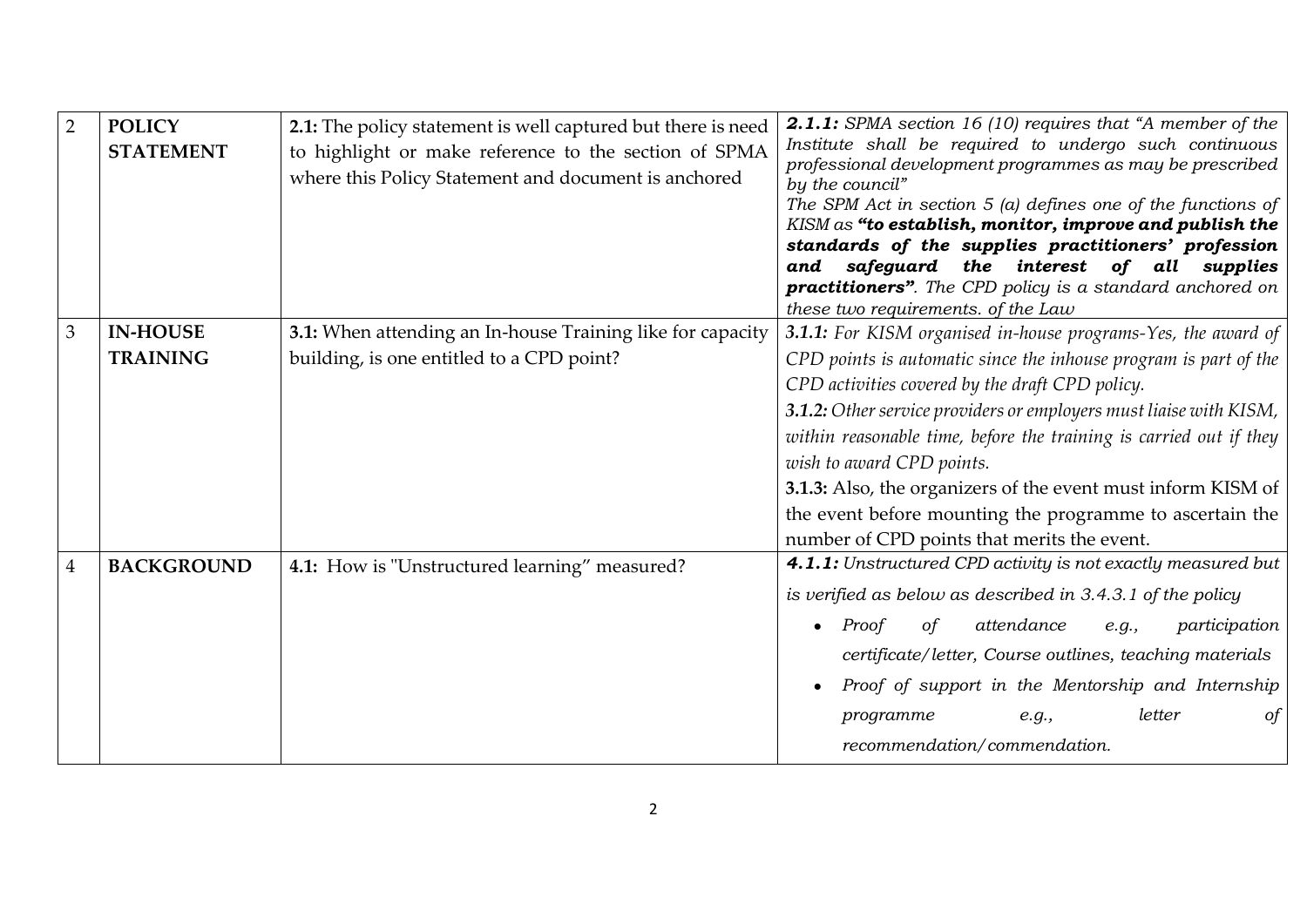| 2 | **POLICY STATEMENT** | **2.1:** The policy statement is well captured but there is need to highlight or make reference to the section of SPMA where this Policy Statement and document is anchored | ***2.1.1:*** *SPMA section 16 (10) requires that "A member of the Institute shall be required to undergo such continuous professional development programmes as may be prescribed by the council"* *The SPM Act in section 5 (a) defines one of the functions of KISM as* ***"to establish, monitor, improve and publish the standards of the supplies practitioners' profession and safeguard the interest of all supplies practitioners"****. The CPD policy is a standard anchored on these two requirements. of the Law* |
|---|---|---|---|
| 3 | **IN-HOUSE TRAINING** | **3.1:** When attending an In-house Training like for capacity building, is one entitled to a CPD point? | ***3.1.1:*** *For KISM organised in-house programs-Yes, the award of CPD points is automatic since the inhouse program is part of the CPD activities covered by the draft CPD policy.* ***3.1.2:*** *Other service providers or employers must liaise with KISM, within reasonable time, before the training is carried out if they wish to award CPD points.* **3.1.3:** Also, the organizers of the event must inform KISM of the event before mounting the programme to ascertain the number of CPD points that merits the event. |
| 4 | **BACKGROUND** | **4.1:** How is "Unstructured learning" measured? | ***4.1.1:*** *Unstructured CPD activity is not exactly measured but is verified as below as described in 3.4.3.1 of the policy* <br>• *Proof of attendance e.g., participation certificate/letter, Course outlines, teaching materials* <br>• *Proof of support in the Mentorship and Internship programme e.g., letter of recommendation/commendation.* |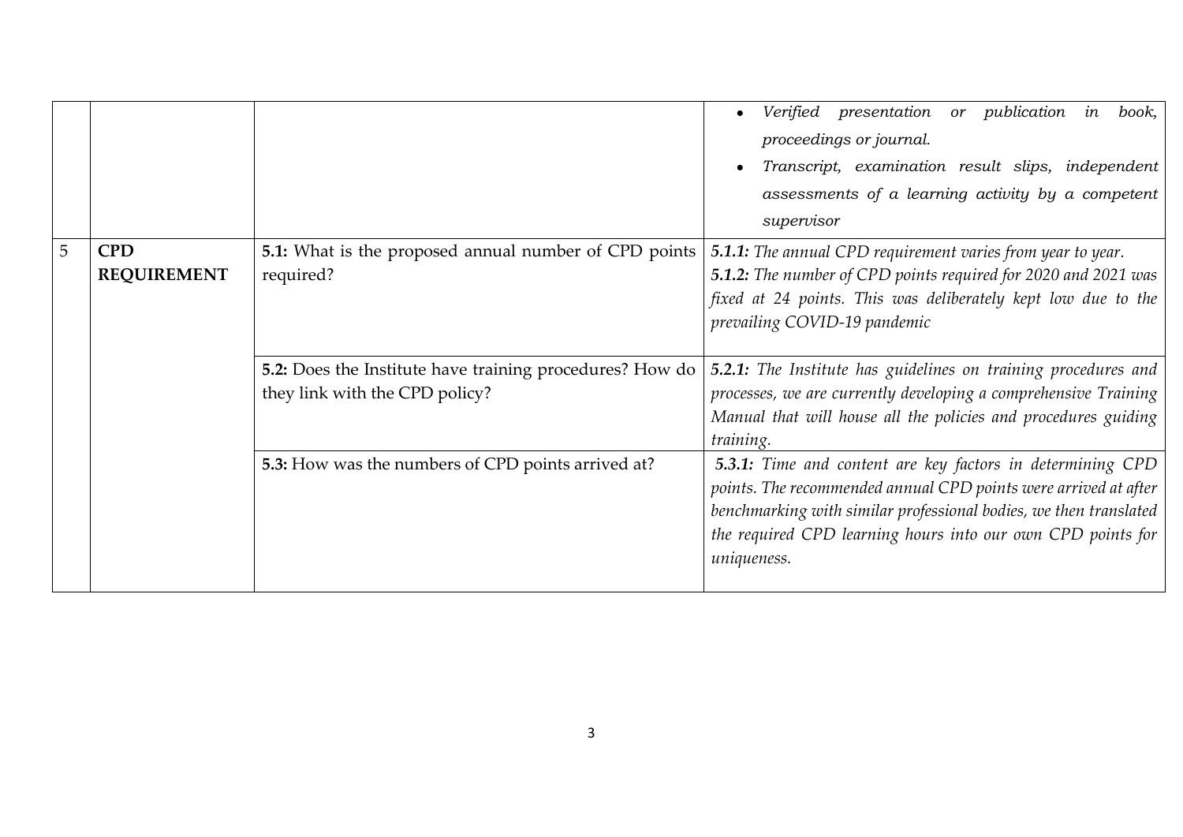| | | | |
|---|---|---|---|
| | | | • *Verified presentation or publication in book, proceedings or journal.*<br>• *Transcript, examination result slips, independent assessments of a learning activity by a competent supervisor* |
| 5 | **CPD REQUIREMENT** | **5.1:** What is the proposed annual number of CPD points required? | ***5.1.1:*** *The annual CPD requirement varies from year to year.*<br>***5.1.2:*** *The number of CPD points required for 2020 and 2021 was fixed at 24 points. This was deliberately kept low due to the prevailing COVID-19 pandemic* |
| | | **5.2:** Does the Institute have training procedures? How do they link with the CPD policy? | ***5.2.1:*** *The Institute has guidelines on training procedures and processes, we are currently developing a comprehensive Training Manual that will house all the policies and procedures guiding training.* |
| | | **5.3:** How was the numbers of CPD points arrived at? | ***5.3.1:*** *Time and content are key factors in determining CPD points. The recommended annual CPD points were arrived at after benchmarking with similar professional bodies, we then translated the required CPD learning hours into our own CPD points for uniqueness.* |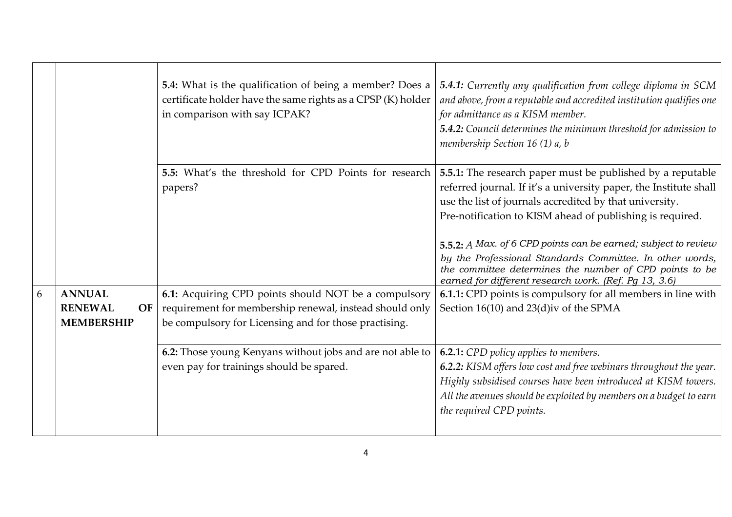| | | | |
|---|---|---|---|
| | | **5.4:** What is the qualification of being a member? Does a certificate holder have the same rights as a CPSP (K) holder in comparison with say ICPAK? | ***5.4.1:*** *Currently any qualification from college diploma in SCM and above, from a reputable and accredited institution qualifies one for admittance as a KISM member.*<br>***5.4.2:*** *Council determines the minimum threshold for admission to membership Section 16 (1) a, b* |
| | | **5.5:** What's the threshold for CPD Points for research papers? | **5.5.1:** The research paper must be published by a reputable referred journal. If it's a university paper, the Institute shall use the list of journals accredited by that university.<br>Pre-notification to KISM ahead of publishing is required.<br><br>**5.5.2:** *A Max. of 6 CPD points can be earned; subject to review by the Professional Standards Committee. In other words, the committee determines the number of CPD points to be earned for different research work. (Ref. Pg 13, 3.6)* |
| 6 | **ANNUAL RENEWAL OF MEMBERSHIP** | **6.1:** Acquiring CPD points should NOT be a compulsory requirement for membership renewal, instead should only be compulsory for Licensing and for those practising. | **6.1.1:** CPD points is compulsory for all members in line with Section 16(10) and 23(d)iv of the SPMA |
| | | **6.2:** Those young Kenyans without jobs and are not able to even pay for trainings should be spared. | **6.2.1:** *CPD policy applies to members.*<br>***6.2.2:*** *KISM offers low cost and free webinars throughout the year. Highly subsidised courses have been introduced at KISM towers. All the avenues should be exploited by members on a budget to earn the required CPD points.* |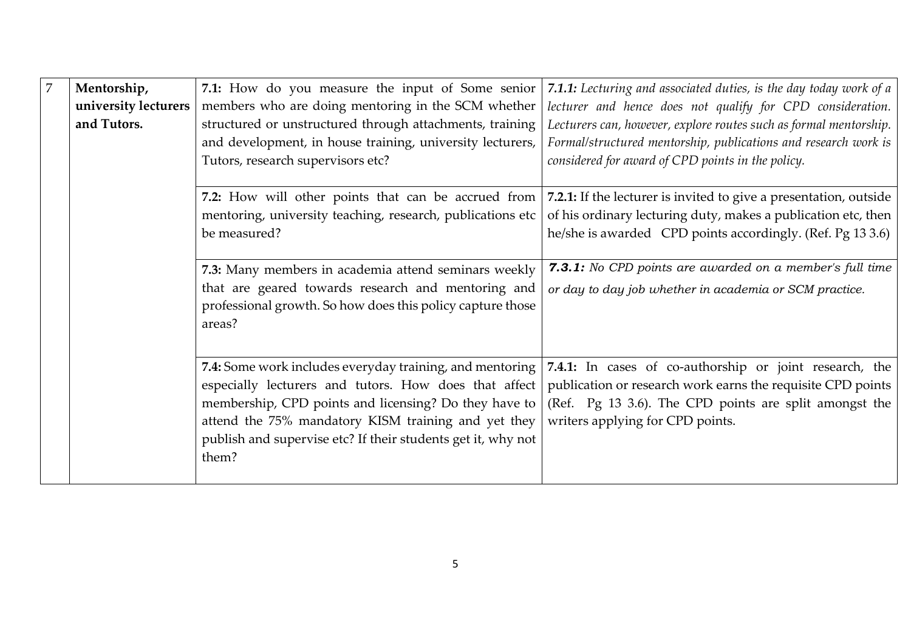| 7 | **Mentorship, university lecturers and Tutors.** | **7.1:** How do you measure the input of Some senior members who are doing mentoring in the SCM whether structured or unstructured through attachments, training and development, in house training, university lecturers, Tutors, research supervisors etc? | ***7.1.1:*** *Lecturing and associated duties, is the day today work of a lecturer and hence does not qualify for CPD consideration. Lecturers can, however, explore routes such as formal mentorship. Formal/structured mentorship, publications and research work is considered for award of CPD points in the policy.* |
|---|---|---|---|
| | | **7.2:** How will other points that can be accrued from mentoring, university teaching, research, publications etc be measured? | **7.2.1:** If the lecturer is invited to give a presentation, outside of his ordinary lecturing duty, makes a publication etc, then he/she is awarded CPD points accordingly. (Ref. Pg 13 3.6) |
| | | **7.3:** Many members in academia attend seminars weekly that are geared towards research and mentoring and professional growth. So how does this policy capture those areas? | ***7.3.1:*** *No CPD points are awarded on a member's full time or day to day job whether in academia or SCM practice.* |
| | | **7.4:** Some work includes everyday training, and mentoring especially lecturers and tutors. How does that affect membership, CPD points and licensing? Do they have to attend the 75% mandatory KISM training and yet they publish and supervise etc? If their students get it, why not them? | **7.4.1:** In cases of co-authorship or joint research, the publication or research work earns the requisite CPD points (Ref. Pg 13 3.6). The CPD points are split amongst the writers applying for CPD points. |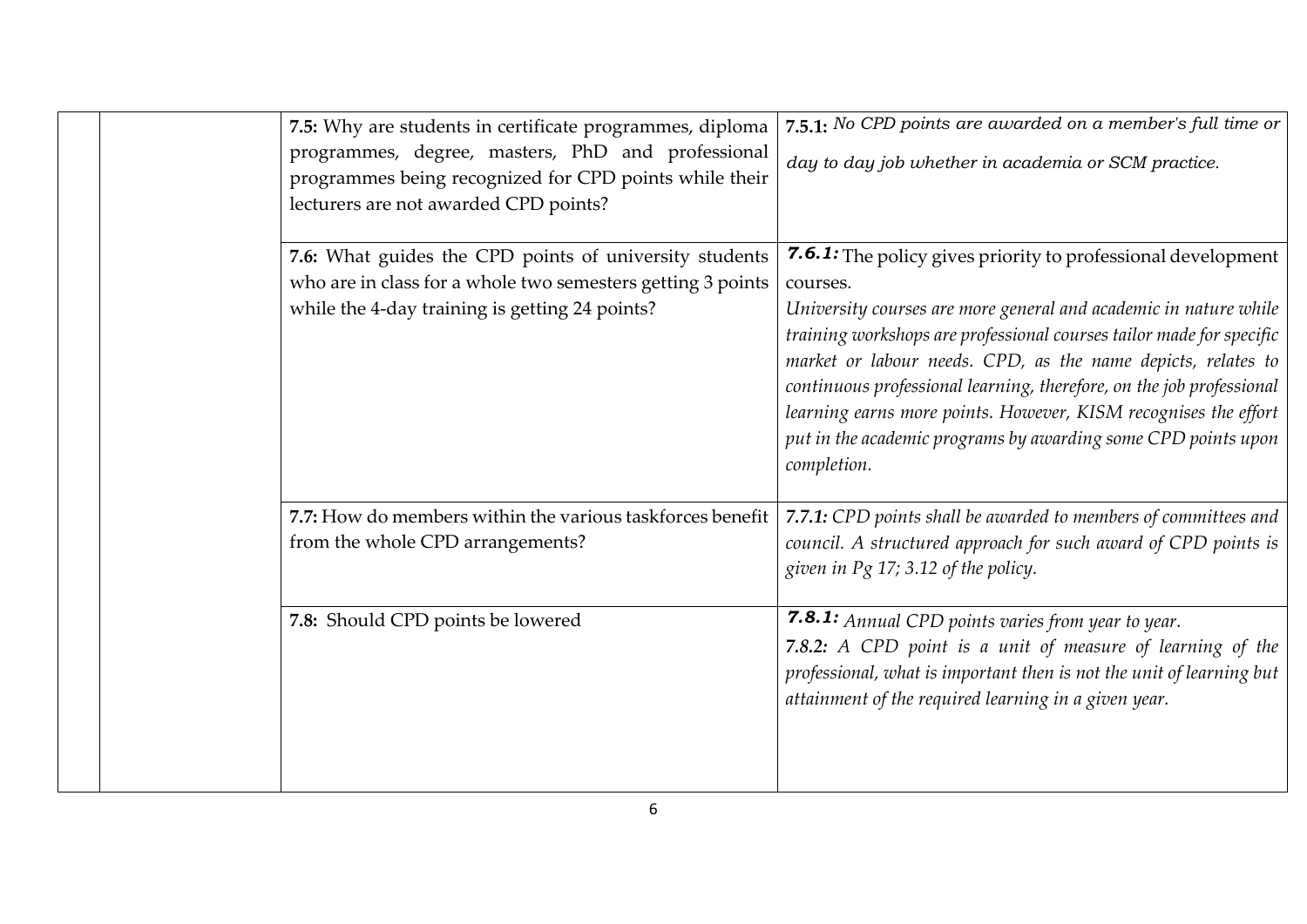|  |  |  |  |
|---|---|---|---|
|  |  | **7.5:** Why are students in certificate programmes, diploma programmes, degree, masters, PhD and professional programmes being recognized for CPD points while their lecturers are not awarded CPD points? | **7.5.1:** *No CPD points are awarded on a member's full time or day to day job whether in academia or SCM practice.* |
|  |  | **7.6:** What guides the CPD points of university students who are in class for a whole two semesters getting 3 points while the 4-day training is getting 24 points? | ***7.6.1:*** The policy gives priority to professional development courses. *University courses are more general and academic in nature while training workshops are professional courses tailor made for specific market or labour needs. CPD, as the name depicts, relates to continuous professional learning, therefore, on the job professional learning earns more points. However, KISM recognises the effort put in the academic programs by awarding some CPD points upon completion.* |
|  |  | **7.7:** How do members within the various taskforces benefit from the whole CPD arrangements? | ***7.7.1:*** *CPD points shall be awarded to members of committees and council. A structured approach for such award of CPD points is given in Pg 17; 3.12 of the policy.* |
|  |  | **7.8:** Should CPD points be lowered | ***7.8.1:*** *Annual CPD points varies from year to year.* ***7.8.2:*** *A CPD point is a unit of measure of learning of the professional, what is important then is not the unit of learning but attainment of the required learning in a given year.* |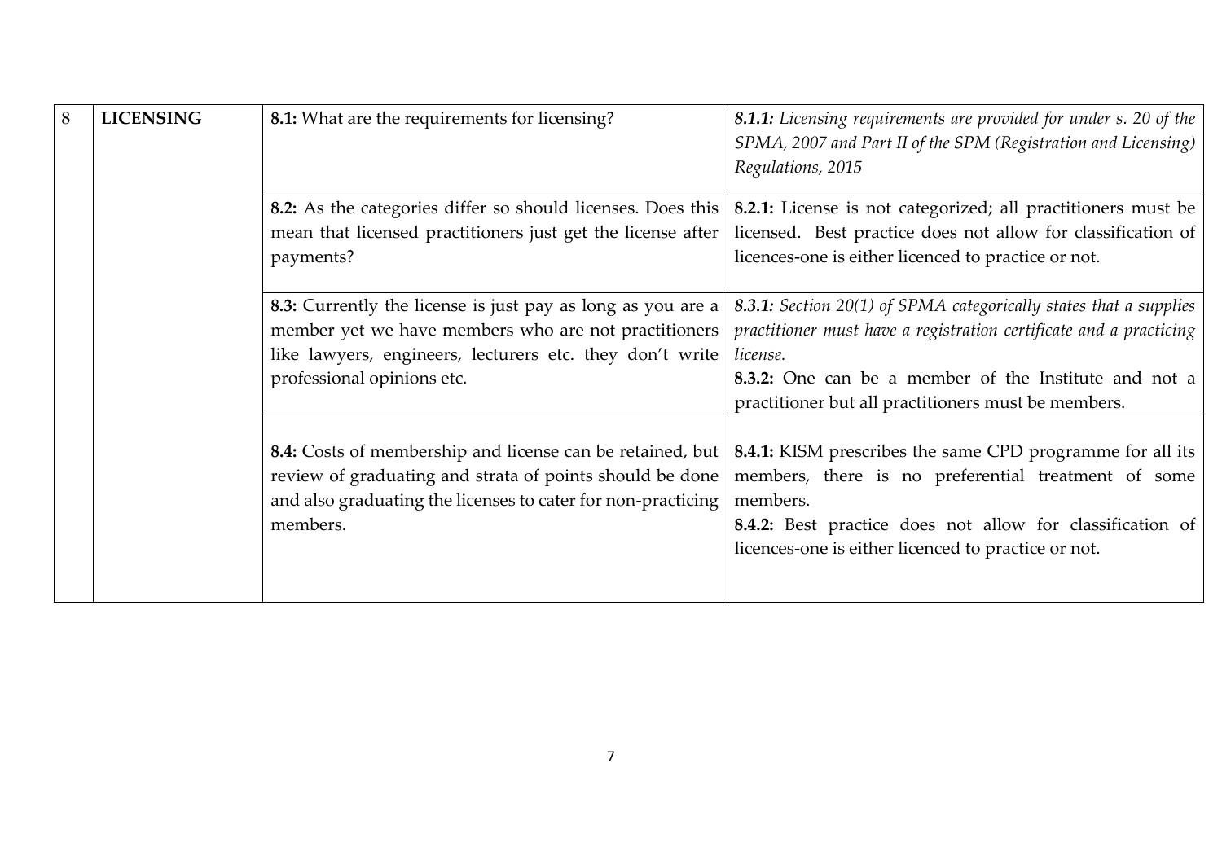| 8 | **LICENSING** | **8.1:** What are the requirements for licensing? | ***8.1.1:*** *Licensing requirements are provided for under s. 20 of the SPMA, 2007 and Part II of the SPM (Registration and Licensing) Regulations, 2015* |
|---|---|---|---|
| | | **8.2:** As the categories differ so should licenses. Does this mean that licensed practitioners just get the license after payments? | **8.2.1:** License is not categorized; all practitioners must be licensed. Best practice does not allow for classification of licences-one is either licenced to practice or not. |
| | | **8.3:** Currently the license is just pay as long as you are a member yet we have members who are not practitioners like lawyers, engineers, lecturers etc. they don't write professional opinions etc. | ***8.3.1:*** *Section 20(1) of SPMA categorically states that a supplies practitioner must have a registration certificate and a practicing license.*<br>**8.3.2:** One can be a member of the Institute and not a practitioner but all practitioners must be members. |
| | | **8.4:** Costs of membership and license can be retained, but review of graduating and strata of points should be done and also graduating the licenses to cater for non-practicing members. | **8.4.1:** KISM prescribes the same CPD programme for all its members, there is no preferential treatment of some members.<br>**8.4.2:** Best practice does not allow for classification of licences-one is either licenced to practice or not. |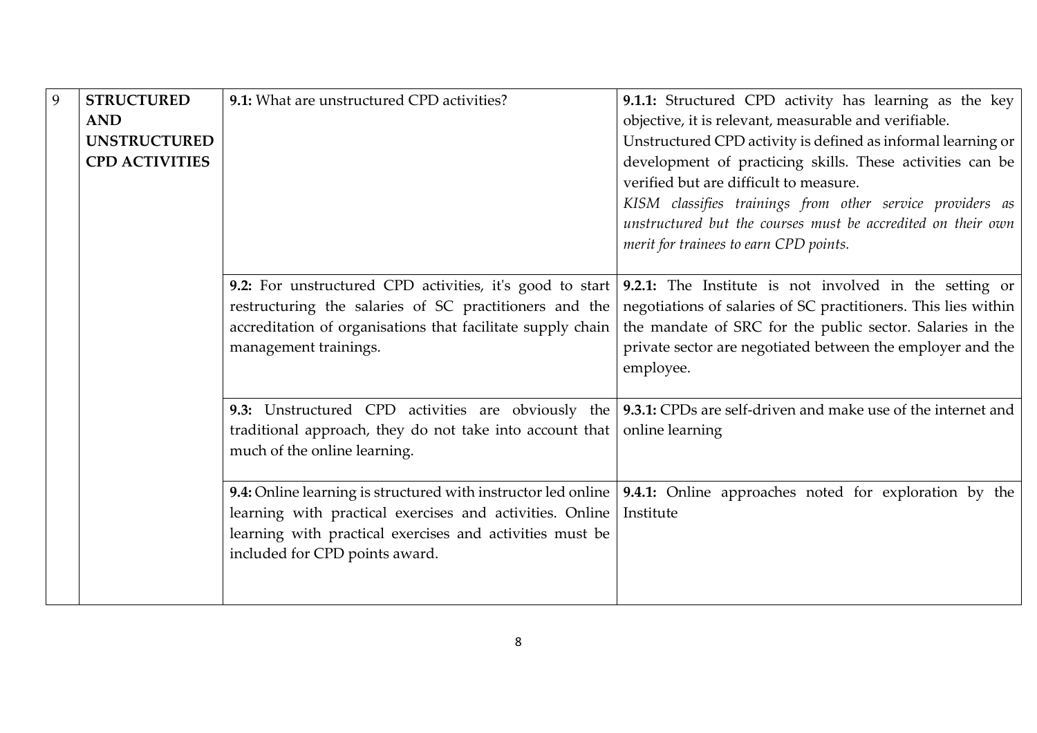| 9 | **STRUCTURED AND UNSTRUCTURED CPD ACTIVITIES** | **9.1:** What are unstructured CPD activities? | **9.1.1:** Structured CPD activity has learning as the key objective, it is relevant, measurable and verifiable. Unstructured CPD activity is defined as informal learning or development of practicing skills. These activities can be verified but are difficult to measure. *KISM classifies trainings from other service providers as unstructured but the courses must be accredited on their own merit for trainees to earn CPD points.* |
|---|---|---|---|
| | | **9.2:** For unstructured CPD activities, it's good to start restructuring the salaries of SC practitioners and the accreditation of organisations that facilitate supply chain management trainings. | **9.2.1:** The Institute is not involved in the setting or negotiations of salaries of SC practitioners. This lies within the mandate of SRC for the public sector. Salaries in the private sector are negotiated between the employer and the employee. |
| | | **9.3:** Unstructured CPD activities are obviously the traditional approach, they do not take into account that much of the online learning. | **9.3.1:** CPDs are self-driven and make use of the internet and online learning |
| | | **9.4:** Online learning is structured with instructor led online learning with practical exercises and activities. Online learning with practical exercises and activities must be included for CPD points award. | **9.4.1:** Online approaches noted for exploration by the Institute |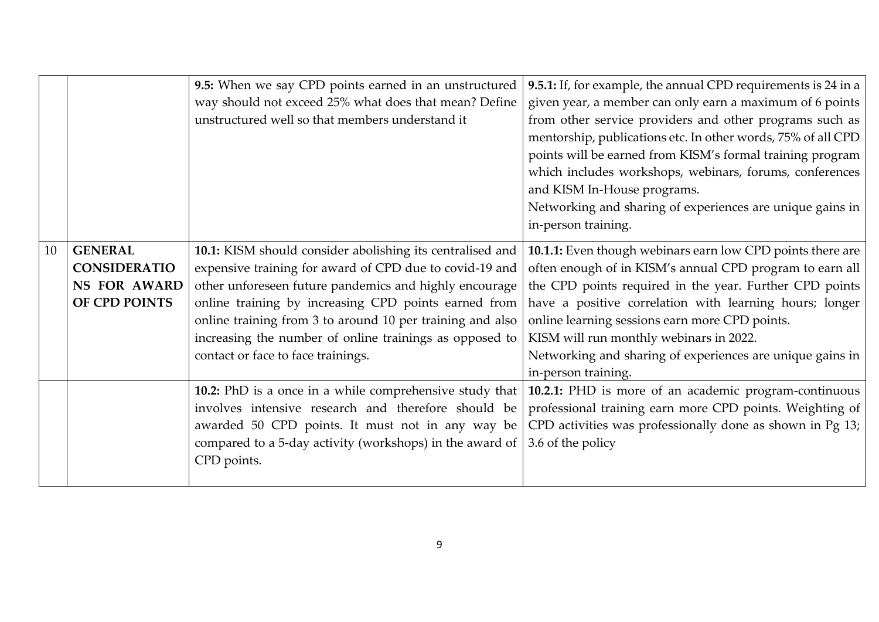| | | | |
|---|---|---|---|
| | | **9.5:** When we say CPD points earned in an unstructured way should not exceed 25% what does that mean? Define unstructured well so that members understand it | **9.5.1:** If, for example, the annual CPD requirements is 24 in a given year, a member can only earn a maximum of 6 points from other service providers and other programs such as mentorship, publications etc. In other words, 75% of all CPD points will be earned from KISM's formal training program which includes workshops, webinars, forums, conferences and KISM In-House programs.<br>Networking and sharing of experiences are unique gains in in-person training. |
| 10 | **GENERAL CONSIDERATIONS FOR AWARD OF CPD POINTS** | **10.1:** KISM should consider abolishing its centralised and expensive training for award of CPD due to covid-19 and other unforeseen future pandemics and highly encourage online training by increasing CPD points earned from online training from 3 to around 10 per training and also increasing the number of online trainings as opposed to contact or face to face trainings. | **10.1.1:** Even though webinars earn low CPD points there are often enough of in KISM's annual CPD program to earn all the CPD points required in the year. Further CPD points have a positive correlation with learning hours; longer online learning sessions earn more CPD points.<br>KISM will run monthly webinars in 2022.<br>Networking and sharing of experiences are unique gains in in-person training. |
| | | **10.2:** PhD is a once in a while comprehensive study that involves intensive research and therefore should be awarded 50 CPD points. It must not in any way be compared to a 5-day activity (workshops) in the award of CPD points. | **10.2.1:** PHD is more of an academic program-continuous professional training earn more CPD points. Weighting of CPD activities was professionally done as shown in Pg 13; 3.6 of the policy |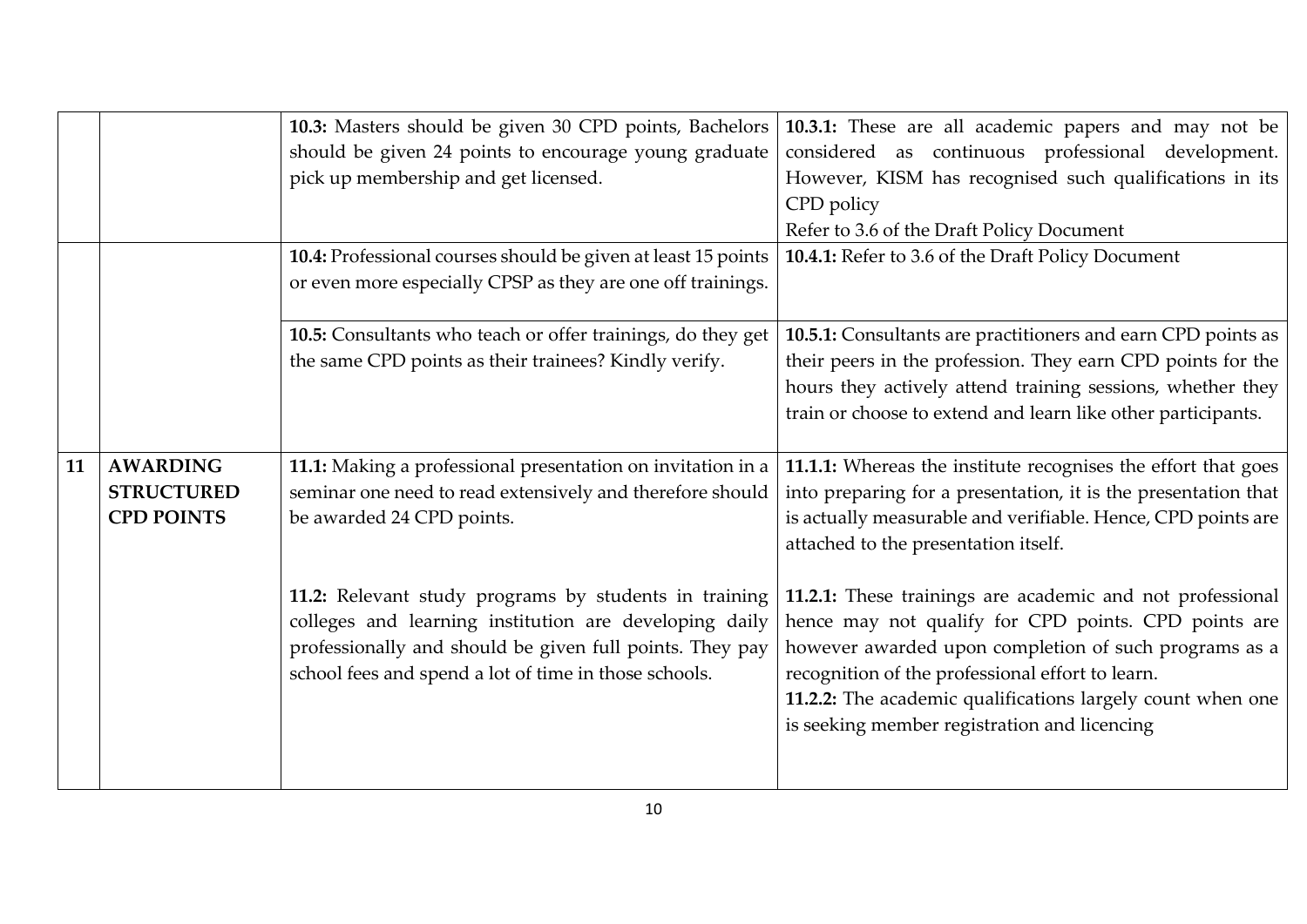| | | | |
|---|---|---|---|
| | | **10.3:** Masters should be given 30 CPD points, Bachelors should be given 24 points to encourage young graduate pick up membership and get licensed. | **10.3.1:** These are all academic papers and may not be considered as continuous professional development. However, KISM has recognised such qualifications in its CPD policy<br>Refer to 3.6 of the Draft Policy Document |
| | | **10.4:** Professional courses should be given at least 15 points or even more especially CPSP as they are one off trainings. | **10.4.1:** Refer to 3.6 of the Draft Policy Document |
| | | **10.5:** Consultants who teach or offer trainings, do they get the same CPD points as their trainees? Kindly verify. | **10.5.1:** Consultants are practitioners and earn CPD points as their peers in the profession. They earn CPD points for the hours they actively attend training sessions, whether they train or choose to extend and learn like other participants. |
| **11** | **AWARDING STRUCTURED CPD POINTS** | **11.1:** Making a professional presentation on invitation in a seminar one need to read extensively and therefore should be awarded 24 CPD points. | **11.1.1:** Whereas the institute recognises the effort that goes into preparing for a presentation, it is the presentation that is actually measurable and verifiable. Hence, CPD points are attached to the presentation itself. |
| | | **11.2:** Relevant study programs by students in training colleges and learning institution are developing daily professionally and should be given full points. They pay school fees and spend a lot of time in those schools. | **11.2.1:** These trainings are academic and not professional hence may not qualify for CPD points. CPD points are however awarded upon completion of such programs as a recognition of the professional effort to learn.<br>**11.2.2:** The academic qualifications largely count when one is seeking member registration and licencing |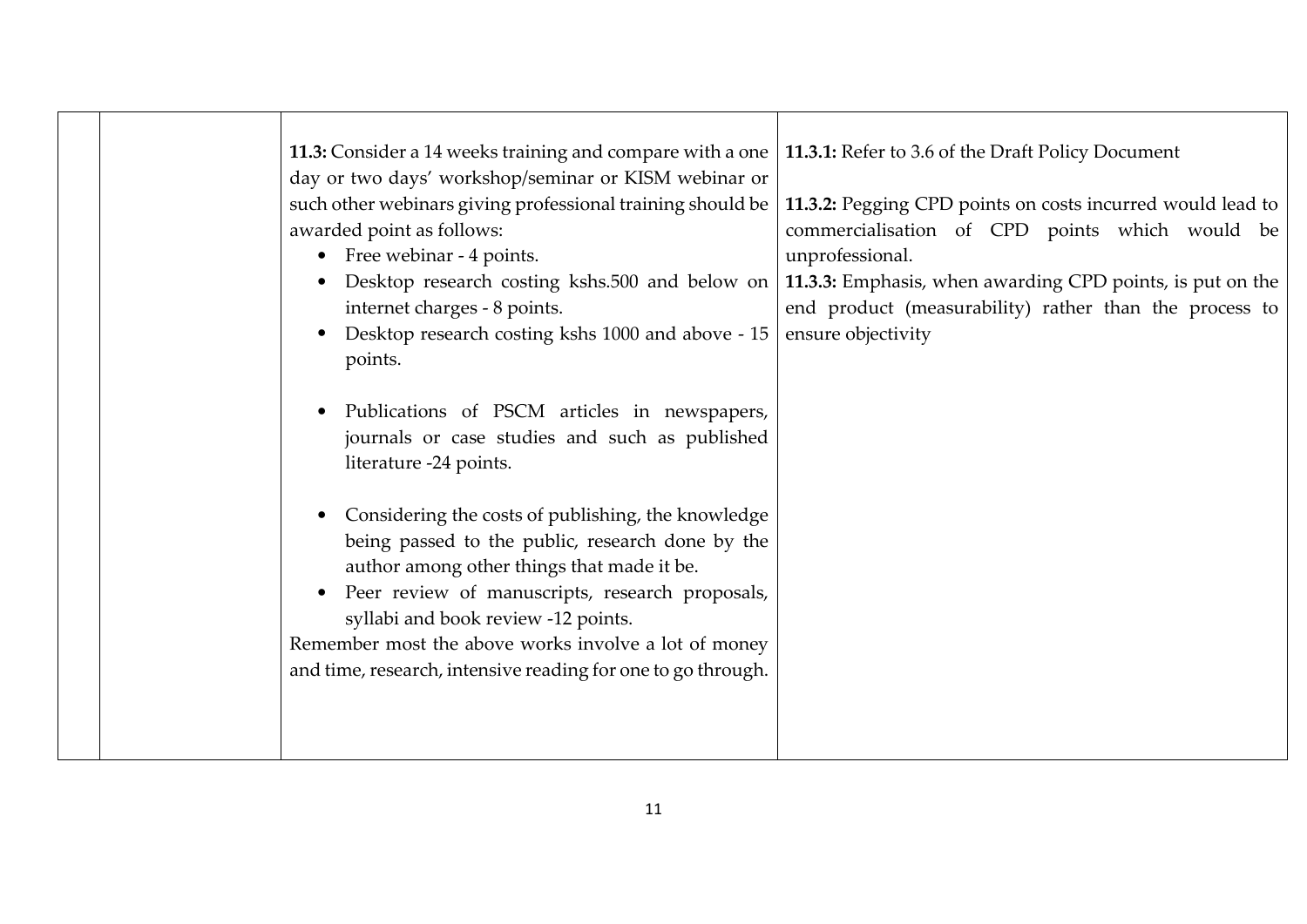|  |  |  |  |
|---|---|---|---|
|  |  | **11.3:** Consider a 14 weeks training and compare with a one day or two days' workshop/seminar or KISM webinar or such other webinars giving professional training should be awarded point as follows:<br>• Free webinar - 4 points.<br>• Desktop research costing kshs.500 and below on internet charges - 8 points.<br>• Desktop research costing kshs 1000 and above - 15 points.<br><br>• Publications of PSCM articles in newspapers, journals or case studies and such as published literature -24 points.<br><br>• Considering the costs of publishing, the knowledge being passed to the public, research done by the author among other things that made it be.<br>• Peer review of manuscripts, research proposals, syllabi and book review -12 points.<br>Remember most the above works involve a lot of money and time, research, intensive reading for one to go through. | **11.3.1:** Refer to 3.6 of the Draft Policy Document<br><br>**11.3.2:** Pegging CPD points on costs incurred would lead to commercialisation of CPD points which would be unprofessional.<br>**11.3.3:** Emphasis, when awarding CPD points, is put on the end product (measurability) rather than the process to ensure objectivity |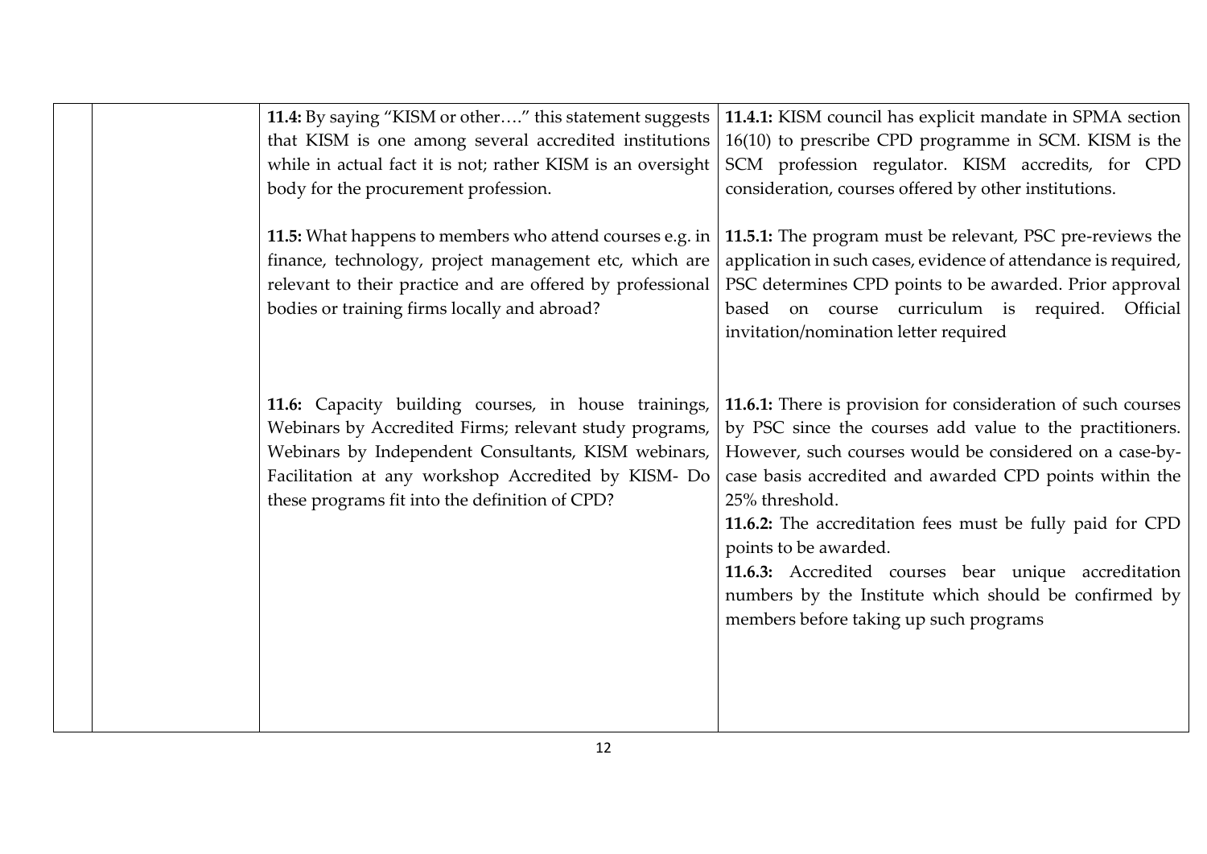|  |  |  |  |
|---|---|---|---|
|  |  | **11.4:** By saying "KISM or other…." this statement suggests that KISM is one among several accredited institutions while in actual fact it is not; rather KISM is an oversight body for the procurement profession.<br><br>**11.5:** What happens to members who attend courses e.g. in finance, technology, project management etc, which are relevant to their practice and are offered by professional bodies or training firms locally and abroad?<br><br>**11.6:** Capacity building courses, in house trainings, Webinars by Accredited Firms; relevant study programs, Webinars by Independent Consultants, KISM webinars, Facilitation at any workshop Accredited by KISM- Do these programs fit into the definition of CPD? | **11.4.1:** KISM council has explicit mandate in SPMA section 16(10) to prescribe CPD programme in SCM. KISM is the SCM profession regulator. KISM accredits, for CPD consideration, courses offered by other institutions.<br><br>**11.5.1:** The program must be relevant, PSC pre-reviews the application in such cases, evidence of attendance is required, PSC determines CPD points to be awarded. Prior approval based on course curriculum is required. Official invitation/nomination letter required<br><br>**11.6.1:** There is provision for consideration of such courses by PSC since the courses add value to the practitioners. However, such courses would be considered on a case-by-case basis accredited and awarded CPD points within the 25% threshold.<br>**11.6.2:** The accreditation fees must be fully paid for CPD points to be awarded.<br>**11.6.3:** Accredited courses bear unique accreditation numbers by the Institute which should be confirmed by members before taking up such programs |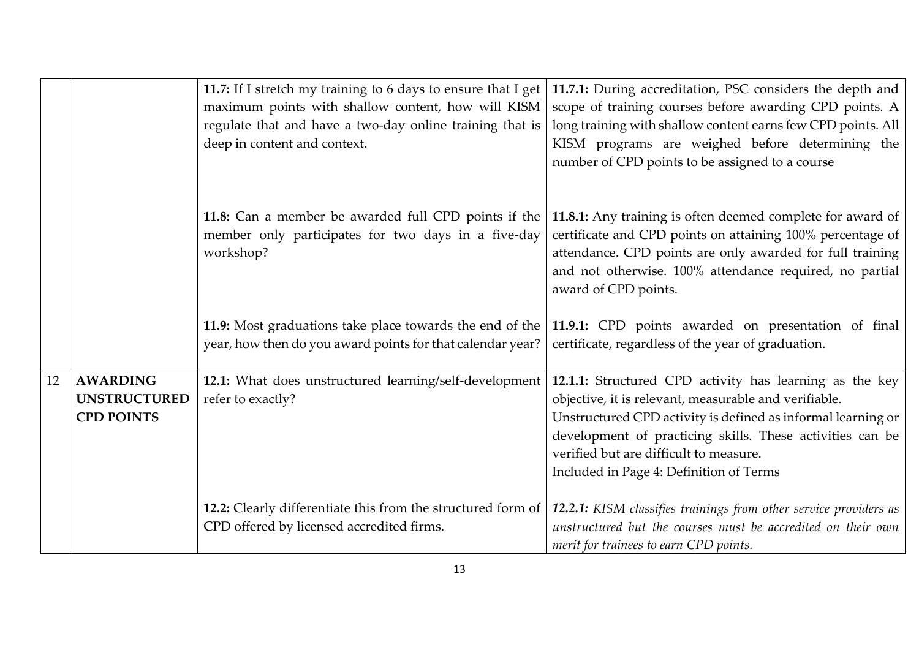| | | | |
|---|---|---|---|
| | | **11.7:** If I stretch my training to 6 days to ensure that I get maximum points with shallow content, how will KISM regulate that and have a two-day online training that is deep in content and context. | **11.7.1:** During accreditation, PSC considers the depth and scope of training courses before awarding CPD points. A long training with shallow content earns few CPD points. All KISM programs are weighed before determining the number of CPD points to be assigned to a course |
| | | **11.8:** Can a member be awarded full CPD points if the member only participates for two days in a five-day workshop? | **11.8.1:** Any training is often deemed complete for award of certificate and CPD points on attaining 100% percentage of attendance. CPD points are only awarded for full training and not otherwise. 100% attendance required, no partial award of CPD points. |
| | | **11.9:** Most graduations take place towards the end of the year, how then do you award points for that calendar year? | **11.9.1:** CPD points awarded on presentation of final certificate, regardless of the year of graduation. |
| 12 | **AWARDING UNSTRUCTURED CPD POINTS** | **12.1:** What does unstructured learning/self-development refer to exactly? | **12.1.1:** Structured CPD activity has learning as the key objective, it is relevant, measurable and verifiable.<br>Unstructured CPD activity is defined as informal learning or development of practicing skills. These activities can be verified but are difficult to measure.<br>Included in Page 4: Definition of Terms |
| | | **12.2:** Clearly differentiate this from the structured form of CPD offered by licensed accredited firms. | ***12.2.1:*** *KISM classifies trainings from other service providers as unstructured but the courses must be accredited on their own merit for trainees to earn CPD points.* |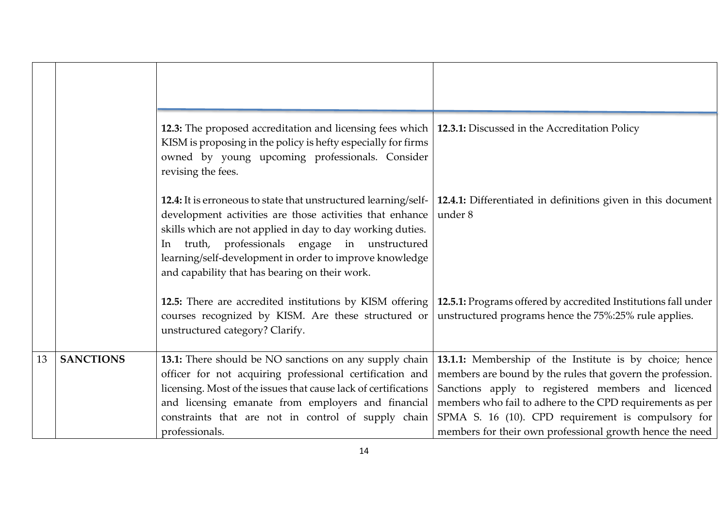| | | | |
|---|---|---|---|
| | | | |
| | | **12.3:** The proposed accreditation and licensing fees which KISM is proposing in the policy is hefty especially for firms owned by young upcoming professionals. Consider revising the fees. | **12.3.1:** Discussed in the Accreditation Policy |
| | | **12.4:** It is erroneous to state that unstructured learning/self-development activities are those activities that enhance skills which are not applied in day to day working duties. In truth, professionals engage in unstructured learning/self-development in order to improve knowledge and capability that has bearing on their work. | **12.4.1:** Differentiated in definitions given in this document under 8 |
| | | **12.5:** There are accredited institutions by KISM offering courses recognized by KISM. Are these structured or unstructured category? Clarify. | **12.5.1:** Programs offered by accredited Institutions fall under unstructured programs hence the 75%:25% rule applies. |
| 13 | **SANCTIONS** | **13.1:** There should be NO sanctions on any supply chain officer for not acquiring professional certification and licensing. Most of the issues that cause lack of certifications and licensing emanate from employers and financial constraints that are not in control of supply chain professionals. | **13.1.1:** Membership of the Institute is by choice; hence members are bound by the rules that govern the profession. Sanctions apply to registered members and licenced members who fail to adhere to the CPD requirements as per SPMA S. 16 (10). CPD requirement is compulsory for members for their own professional growth hence the need |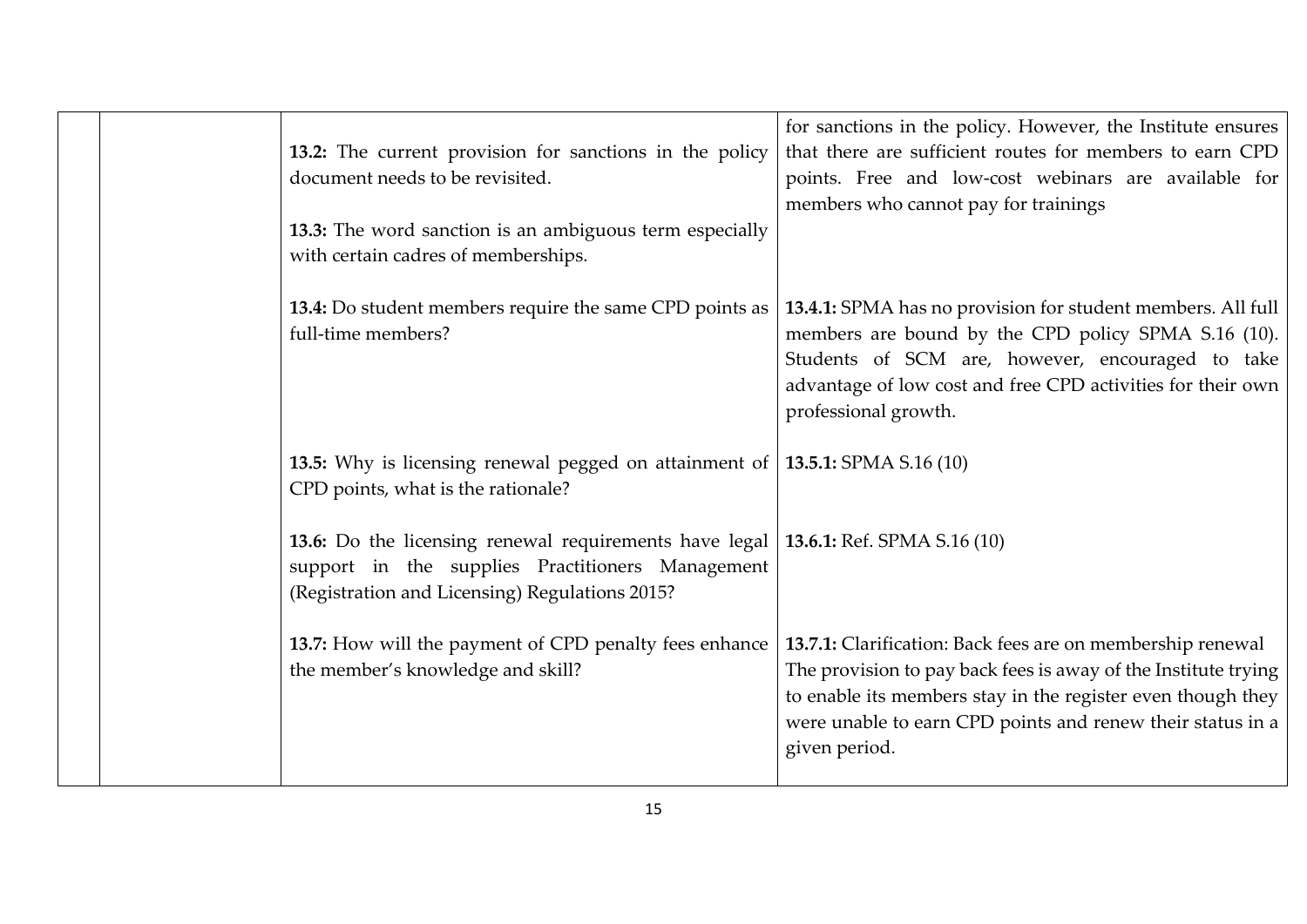|  |  |  |  |
|---|---|---|---|
|  |  | **13.2:** The current provision for sanctions in the policy document needs to be revisited.<br><br>**13.3:** The word sanction is an ambiguous term especially with certain cadres of memberships. | for sanctions in the policy. However, the Institute ensures that there are sufficient routes for members to earn CPD points. Free and low-cost webinars are available for members who cannot pay for trainings |
|  |  | **13.4:** Do student members require the same CPD points as full-time members? | **13.4.1:** SPMA has no provision for student members. All full members are bound by the CPD policy SPMA S.16 (10). Students of SCM are, however, encouraged to take advantage of low cost and free CPD activities for their own professional growth. |
|  |  | **13.5:** Why is licensing renewal pegged on attainment of CPD points, what is the rationale? | **13.5.1:** SPMA S.16 (10) |
|  |  | **13.6:** Do the licensing renewal requirements have legal support in the supplies Practitioners Management (Registration and Licensing) Regulations 2015? | **13.6.1:** Ref. SPMA S.16 (10) |
|  |  | **13.7:** How will the payment of CPD penalty fees enhance the member's knowledge and skill? | **13.7.1:** Clarification: Back fees are on membership renewal The provision to pay back fees is away of the Institute trying to enable its members stay in the register even though they were unable to earn CPD points and renew their status in a given period. |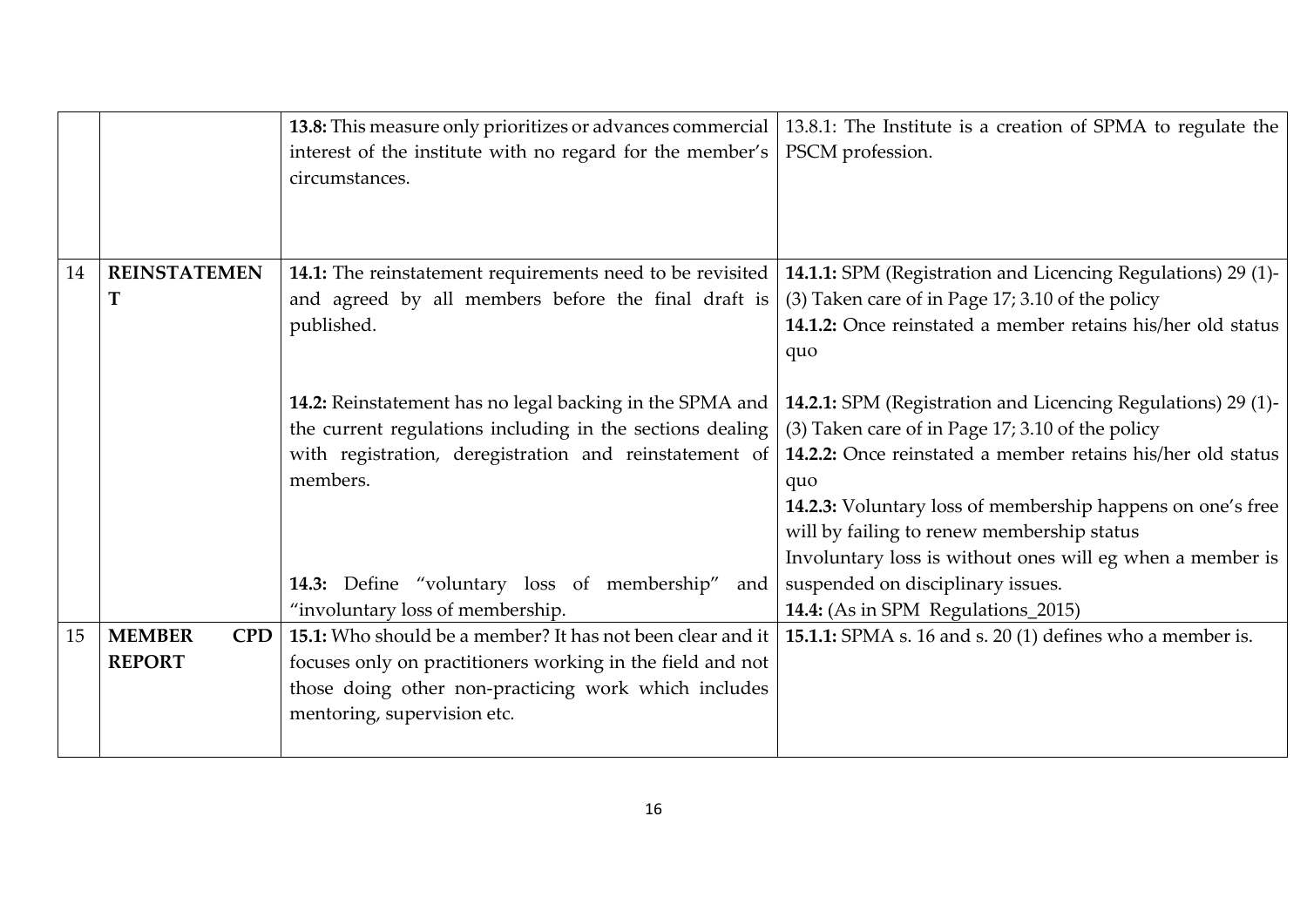| | | | |
|---|---|---|---|
| | | **13.8:** This measure only prioritizes or advances commercial interest of the institute with no regard for the member's circumstances. | 13.8.1: The Institute is a creation of SPMA to regulate the PSCM profession. |
| 14 | **REINSTATEMENT** | **14.1:** The reinstatement requirements need to be revisited and agreed by all members before the final draft is published.<br><br>**14.2:** Reinstatement has no legal backing in the SPMA and the current regulations including in the sections dealing with registration, deregistration and reinstatement of members.<br><br>**14.3:** Define "voluntary loss of membership" and "involuntary loss of membership. | **14.1.1:** SPM (Registration and Licencing Regulations) 29 (1)-(3) Taken care of in Page 17; 3.10 of the policy<br>**14.1.2:** Once reinstated a member retains his/her old status quo<br><br>**14.2.1:** SPM (Registration and Licencing Regulations) 29 (1)-(3) Taken care of in Page 17; 3.10 of the policy<br>**14.2.2:** Once reinstated a member retains his/her old status quo<br>**14.2.3:** Voluntary loss of membership happens on one's free will by failing to renew membership status<br>Involuntary loss is without ones will eg when a member is suspended on disciplinary issues.<br>**14.4:** (As in SPM Regulations_2015) |
| 15 | **MEMBER CPD REPORT** | **15.1:** Who should be a member? It has not been clear and it focuses only on practitioners working in the field and not those doing other non-practicing work which includes mentoring, supervision etc. | **15.1.1:** SPMA s. 16 and s. 20 (1) defines who a member is. |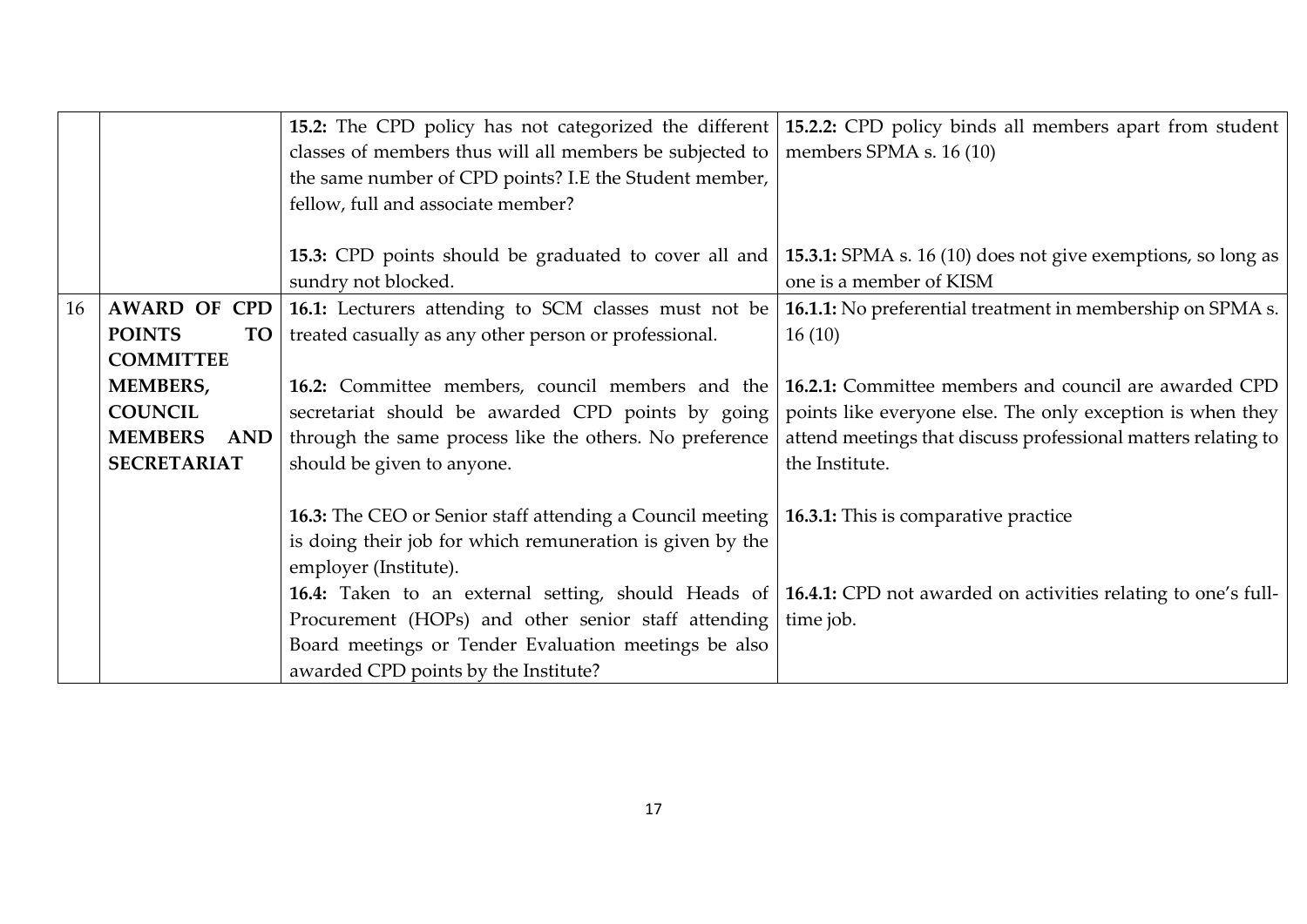| | | | |
|---|---|---|---|
| | | **15.2:** The CPD policy has not categorized the different classes of members thus will all members be subjected to the same number of CPD points? I.E the Student member, fellow, full and associate member?<br><br>**15.3:** CPD points should be graduated to cover all and sundry not blocked. | **15.2.2:** CPD policy binds all members apart from student members SPMA s. 16 (10)<br><br>**15.3.1:** SPMA s. 16 (10) does not give exemptions, so long as one is a member of KISM |
| 16 | **AWARD OF CPD POINTS TO COMMITTEE MEMBERS, COUNCIL MEMBERS AND SECRETARIAT** | **16.1:** Lecturers attending to SCM classes must not be treated casually as any other person or professional.<br><br>**16.2:** Committee members, council members and the secretariat should be awarded CPD points by going through the same process like the others. No preference should be given to anyone.<br><br>**16.3:** The CEO or Senior staff attending a Council meeting is doing their job for which remuneration is given by the employer (Institute).<br>**16.4:** Taken to an external setting, should Heads of Procurement (HOPs) and other senior staff attending Board meetings or Tender Evaluation meetings be also awarded CPD points by the Institute? | **16.1.1:** No preferential treatment in membership on SPMA s. 16 (10)<br><br>**16.2.1:** Committee members and council are awarded CPD points like everyone else. The only exception is when they attend meetings that discuss professional matters relating to the Institute.<br><br>**16.3.1:** This is comparative practice<br><br>**16.4.1:** CPD not awarded on activities relating to one's full-time job. |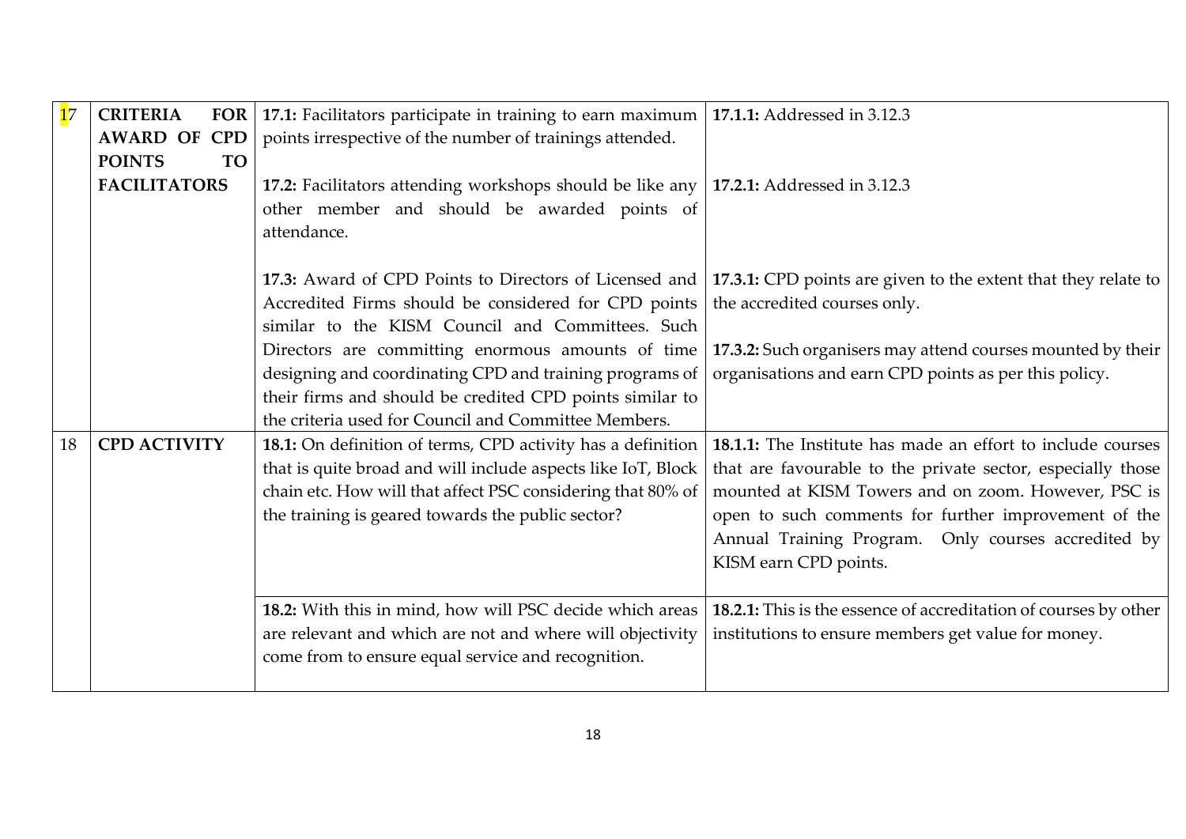| 17 | CRITERIA FOR AWARD OF CPD POINTS TO FACILITATORS | **17.1:** Facilitators participate in training to earn maximum points irrespective of the number of trainings attended. | **17.1.1:** Addressed in 3.12.3 |
|---|---|---|---|
| | | **17.2:** Facilitators attending workshops should be like any other member and should be awarded points of attendance. | **17.2.1:** Addressed in 3.12.3 |
| | | **17.3:** Award of CPD Points to Directors of Licensed and Accredited Firms should be considered for CPD points similar to the KISM Council and Committees. Such Directors are committing enormous amounts of time designing and coordinating CPD and training programs of their firms and should be credited CPD points similar to the criteria used for Council and Committee Members. | **17.3.1:** CPD points are given to the extent that they relate to the accredited courses only.<br><br>**17.3.2:** Such organisers may attend courses mounted by their organisations and earn CPD points as per this policy. |
| 18 | **CPD ACTIVITY** | **18.1:** On definition of terms, CPD activity has a definition that is quite broad and will include aspects like IoT, Block chain etc. How will that affect PSC considering that 80% of the training is geared towards the public sector? | **18.1.1:** The Institute has made an effort to include courses that are favourable to the private sector, especially those mounted at KISM Towers and on zoom. However, PSC is open to such comments for further improvement of the Annual Training Program. Only courses accredited by KISM earn CPD points. |
| | | **18.2:** With this in mind, how will PSC decide which areas are relevant and which are not and where will objectivity come from to ensure equal service and recognition. | **18.2.1:** This is the essence of accreditation of courses by other institutions to ensure members get value for money. |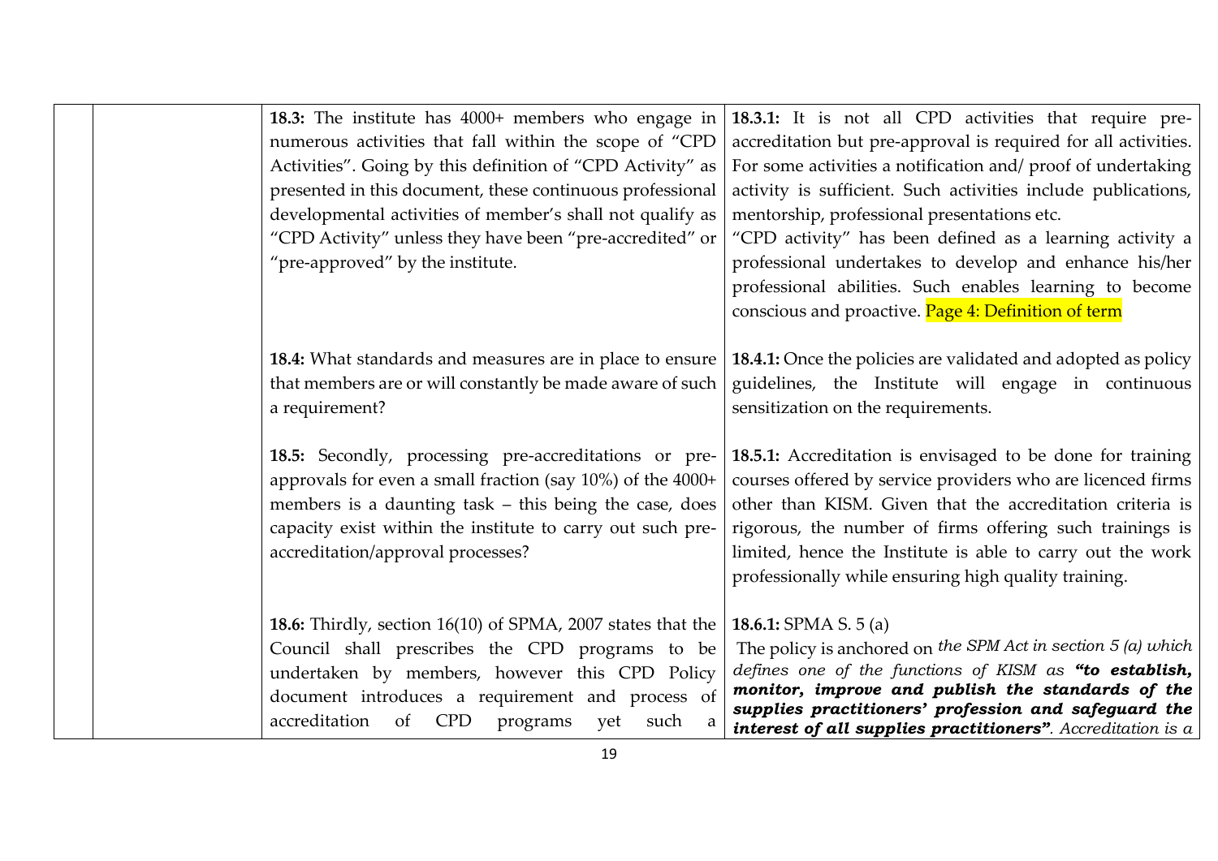| | | | |
|---|---|---|---|
| | | **18.3:** The institute has 4000+ members who engage in numerous activities that fall within the scope of "CPD Activities". Going by this definition of "CPD Activity" as presented in this document, these continuous professional developmental activities of member's shall not qualify as "CPD Activity" unless they have been "pre-accredited" or "pre-approved" by the institute. | **18.3.1:** It is not all CPD activities that require pre-accreditation but pre-approval is required for all activities. For some activities a notification and/ proof of undertaking activity is sufficient. Such activities include publications, mentorship, professional presentations etc. "CPD activity" has been defined as a learning activity a professional undertakes to develop and enhance his/her professional abilities. Such enables learning to become conscious and proactive. Page 4: Definition of term |
| | | **18.4:** What standards and measures are in place to ensure that members are or will constantly be made aware of such a requirement? | **18.4.1:** Once the policies are validated and adopted as policy guidelines, the Institute will engage in continuous sensitization on the requirements. |
| | | **18.5:** Secondly, processing pre-accreditations or pre-approvals for even a small fraction (say 10%) of the 4000+ members is a daunting task – this being the case, does capacity exist within the institute to carry out such pre-accreditation/approval processes? | **18.5.1:** Accreditation is envisaged to be done for training courses offered by service providers who are licenced firms other than KISM. Given that the accreditation criteria is rigorous, the number of firms offering such trainings is limited, hence the Institute is able to carry out the work professionally while ensuring high quality training. |
| | | **18.6:** Thirdly, section 16(10) of SPMA, 2007 states that the Council shall prescribes the CPD programs to be undertaken by members, however this CPD Policy document introduces a requirement and process of accreditation of CPD programs yet such a | **18.6.1:** SPMA S. 5 (a) The policy is anchored on *the SPM Act in section 5 (a) which defines one of the functions of KISM as* ***"to establish, monitor, improve and publish the standards of the supplies practitioners' profession and safeguard the interest of all supplies practitioners"****. Accreditation is a* |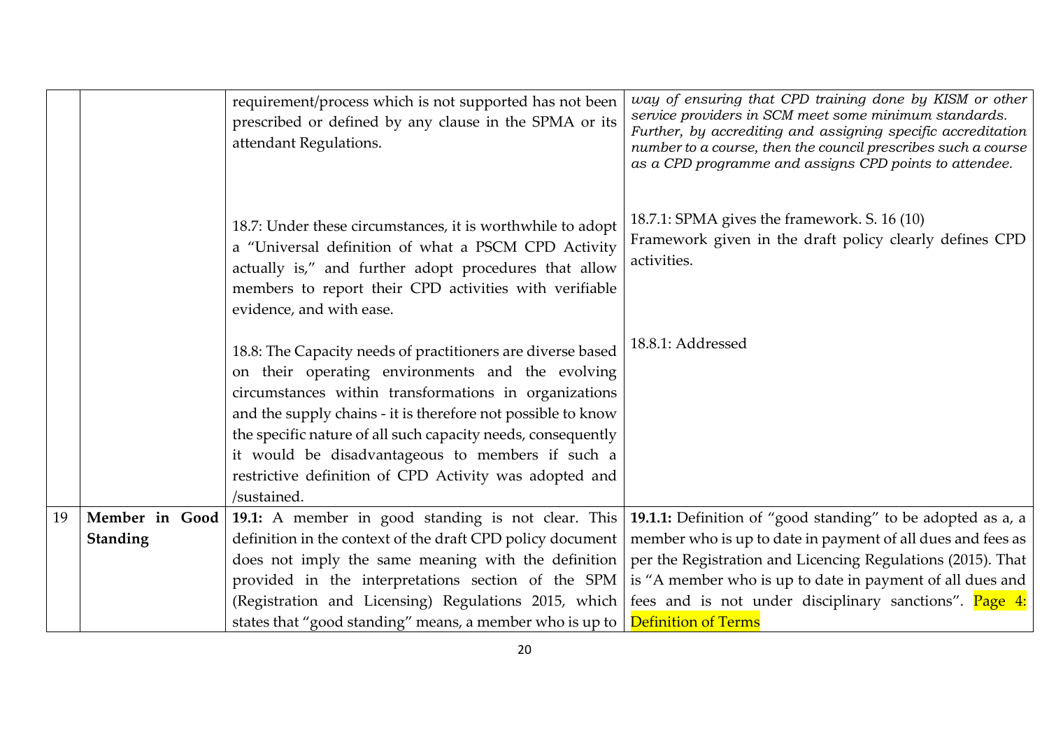| | | | |
|---|---|---|---|
| | | requirement/process which is not supported has not been prescribed or defined by any clause in the SPMA or its attendant Regulations. | *way of ensuring that CPD training done by KISM or other service providers in SCM meet some minimum standards. Further, by accrediting and assigning specific accreditation number to a course, then the council prescribes such a course as a CPD programme and assigns CPD points to attendee.* |
| | | 18.7: Under these circumstances, it is worthwhile to adopt a "Universal definition of what a PSCM CPD Activity actually is," and further adopt procedures that allow members to report their CPD activities with verifiable evidence, and with ease. | 18.7.1: SPMA gives the framework. S. 16 (10) Framework given in the draft policy clearly defines CPD activities. |
| | | 18.8: The Capacity needs of practitioners are diverse based on their operating environments and the evolving circumstances within transformations in organizations and the supply chains - it is therefore not possible to know the specific nature of all such capacity needs, consequently it would be disadvantageous to members if such a restrictive definition of CPD Activity was adopted and /sustained. | 18.8.1: Addressed |
| 19 | **Member in Good Standing** | **19.1:** A member in good standing is not clear. This definition in the context of the draft CPD policy document does not imply the same meaning with the definition provided in the interpretations section of the SPM (Registration and Licensing) Regulations 2015, which states that "good standing" means, a member who is up to | **19.1.1:** Definition of "good standing" to be adopted as a, a member who is up to date in payment of all dues and fees as per the Registration and Licencing Regulations (2015). That is "A member who is up to date in payment of all dues and fees and is not under disciplinary sanctions". Page 4: Definition of Terms |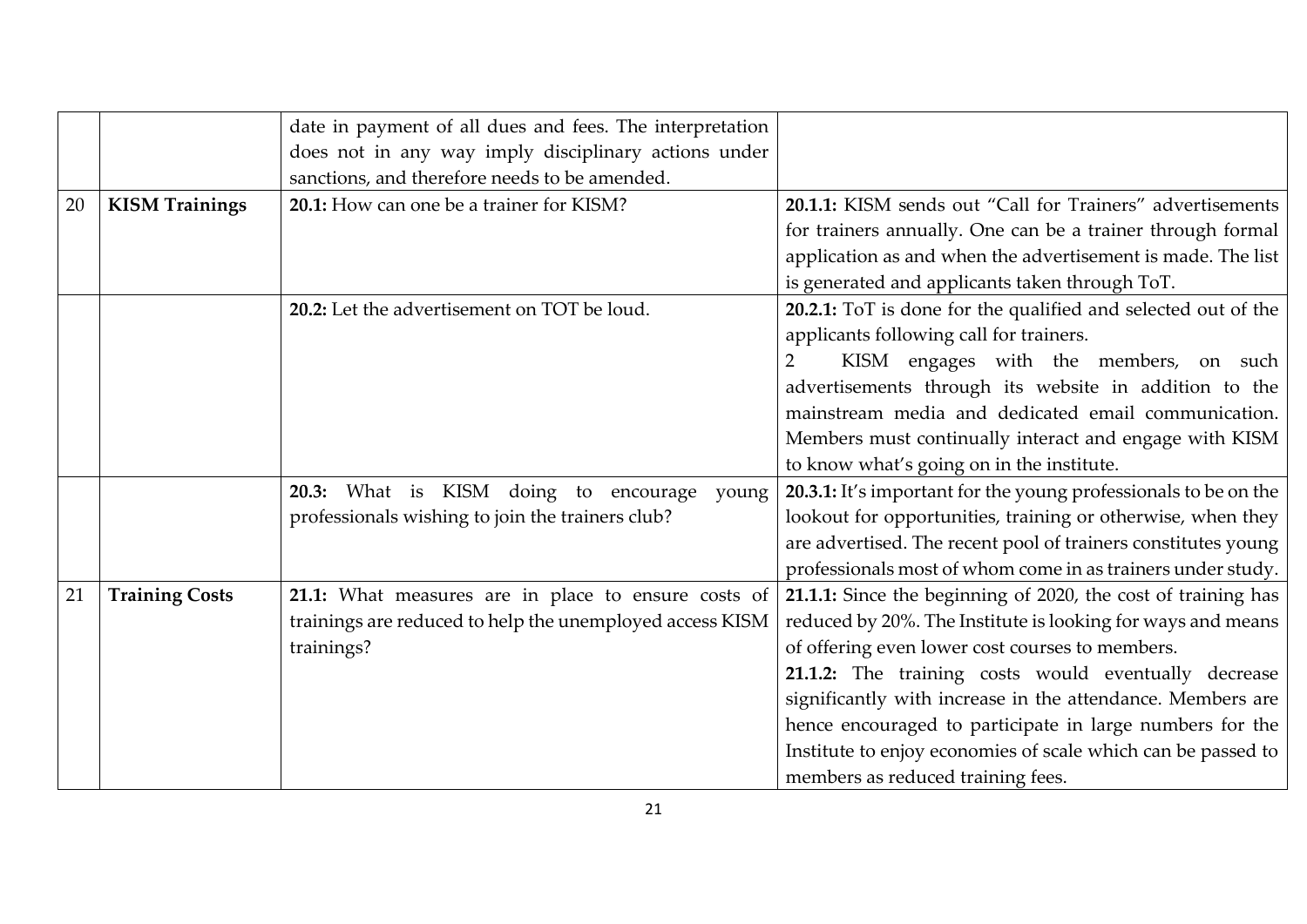| | | | |
|---|---|---|---|
| | | date in payment of all dues and fees. The interpretation does not in any way imply disciplinary actions under sanctions, and therefore needs to be amended. | |
| 20 | **KISM Trainings** | **20.1:** How can one be a trainer for KISM? | **20.1.1:** KISM sends out "Call for Trainers" advertisements for trainers annually. One can be a trainer through formal application as and when the advertisement is made. The list is generated and applicants taken through ToT. |
| | | **20.2:** Let the advertisement on TOT be loud. | **20.2.1:** ToT is done for the qualified and selected out of the applicants following call for trainers.<br>2 KISM engages with the members, on such advertisements through its website in addition to the mainstream media and dedicated email communication. Members must continually interact and engage with KISM to know what's going on in the institute. |
| | | **20.3:** What is KISM doing to encourage young professionals wishing to join the trainers club? | **20.3.1:** It's important for the young professionals to be on the lookout for opportunities, training or otherwise, when they are advertised. The recent pool of trainers constitutes young professionals most of whom come in as trainers under study. |
| 21 | **Training Costs** | **21.1:** What measures are in place to ensure costs of trainings are reduced to help the unemployed access KISM trainings? | **21.1.1:** Since the beginning of 2020, the cost of training has reduced by 20%. The Institute is looking for ways and means of offering even lower cost courses to members.<br>**21.1.2:** The training costs would eventually decrease significantly with increase in the attendance. Members are hence encouraged to participate in large numbers for the Institute to enjoy economies of scale which can be passed to members as reduced training fees. |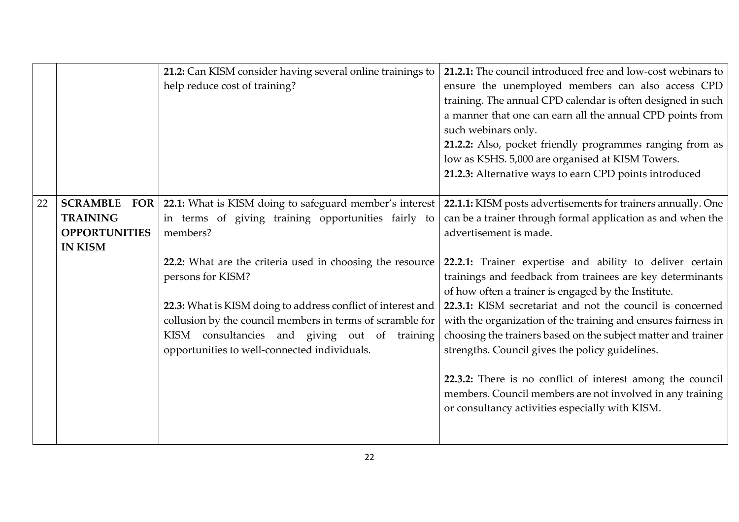| | | | |
|---|---|---|---|
| | | **21.2:** Can KISM consider having several online trainings to help reduce cost of training? | **21.2.1:** The council introduced free and low-cost webinars to ensure the unemployed members can also access CPD training. The annual CPD calendar is often designed in such a manner that one can earn all the annual CPD points from such webinars only.<br>**21.2.2:** Also, pocket friendly programmes ranging from as low as KSHS. 5,000 are organised at KISM Towers.<br>**21.2.3:** Alternative ways to earn CPD points introduced |
| 22 | **SCRAMBLE FOR TRAINING OPPORTUNITIES IN KISM** | **22.1:** What is KISM doing to safeguard member's interest in terms of giving training opportunities fairly to members? | **22.1.1:** KISM posts advertisements for trainers annually. One can be a trainer through formal application as and when the advertisement is made. |
| | | **22.2:** What are the criteria used in choosing the resource persons for KISM? | **22.2.1:** Trainer expertise and ability to deliver certain trainings and feedback from trainees are key determinants of how often a trainer is engaged by the Institute. |
| | | **22.3:** What is KISM doing to address conflict of interest and collusion by the council members in terms of scramble for KISM consultancies and giving out of training opportunities to well-connected individuals. | **22.3.1:** KISM secretariat and not the council is concerned with the organization of the training and ensures fairness in choosing the trainers based on the subject matter and trainer strengths. Council gives the policy guidelines.<br><br>**22.3.2:** There is no conflict of interest among the council members. Council members are not involved in any training or consultancy activities especially with KISM. |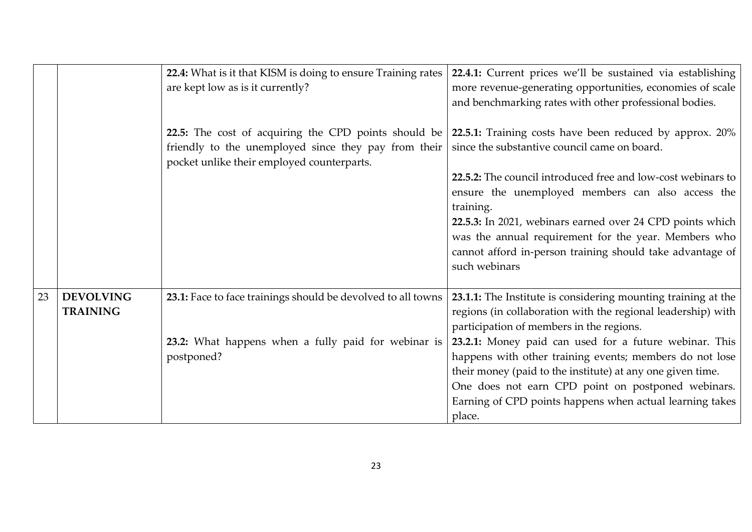| | | | |
|---|---|---|---|
| | | **22.4:** What is it that KISM is doing to ensure Training rates are kept low as is it currently? | **22.4.1:** Current prices we'll be sustained via establishing more revenue-generating opportunities, economies of scale and benchmarking rates with other professional bodies. |
| | | **22.5:** The cost of acquiring the CPD points should be friendly to the unemployed since they pay from their pocket unlike their employed counterparts. | **22.5.1:** Training costs have been reduced by approx. 20% since the substantive council came on board.<br><br>**22.5.2:** The council introduced free and low-cost webinars to ensure the unemployed members can also access the training.<br>**22.5.3:** In 2021, webinars earned over 24 CPD points which was the annual requirement for the year. Members who cannot afford in-person training should take advantage of such webinars |
| 23 | **DEVOLVING TRAINING** | **23.1:** Face to face trainings should be devolved to all towns | **23.1.1:** The Institute is considering mounting training at the regions (in collaboration with the regional leadership) with participation of members in the regions. |
| | | **23.2:** What happens when a fully paid for webinar is postponed? | **23.2.1:** Money paid can used for a future webinar. This happens with other training events; members do not lose their money (paid to the institute) at any one given time.<br>One does not earn CPD point on postponed webinars. Earning of CPD points happens when actual learning takes place. |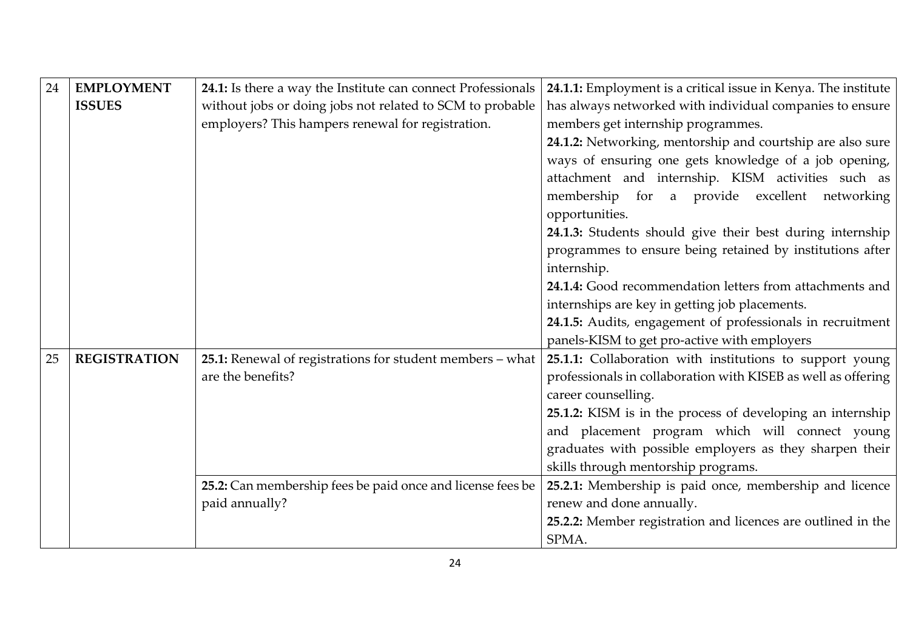| 24 | **EMPLOYMENT ISSUES** | **24.1:** Is there a way the Institute can connect Professionals without jobs or doing jobs not related to SCM to probable employers? This hampers renewal for registration. | **24.1.1:** Employment is a critical issue in Kenya. The institute has always networked with individual companies to ensure members get internship programmes.<br>**24.1.2:** Networking, mentorship and courtship are also sure ways of ensuring one gets knowledge of a job opening, attachment and internship. KISM activities such as membership for a provide excellent networking opportunities.<br>**24.1.3:** Students should give their best during internship programmes to ensure being retained by institutions after internship.<br>**24.1.4:** Good recommendation letters from attachments and internships are key in getting job placements.<br>**24.1.5:** Audits, engagement of professionals in recruitment panels-KISM to get pro-active with employers |
|---|---|---|---|
| 25 | **REGISTRATION** | **25.1:** Renewal of registrations for student members – what are the benefits? | **25.1.1:** Collaboration with institutions to support young professionals in collaboration with KISEB as well as offering career counselling.<br>**25.1.2:** KISM is in the process of developing an internship and placement program which will connect young graduates with possible employers as they sharpen their skills through mentorship programs. |
| | | **25.2:** Can membership fees be paid once and license fees be paid annually? | **25.2.1:** Membership is paid once, membership and licence renew and done annually.<br>**25.2.2:** Member registration and licences are outlined in the SPMA. |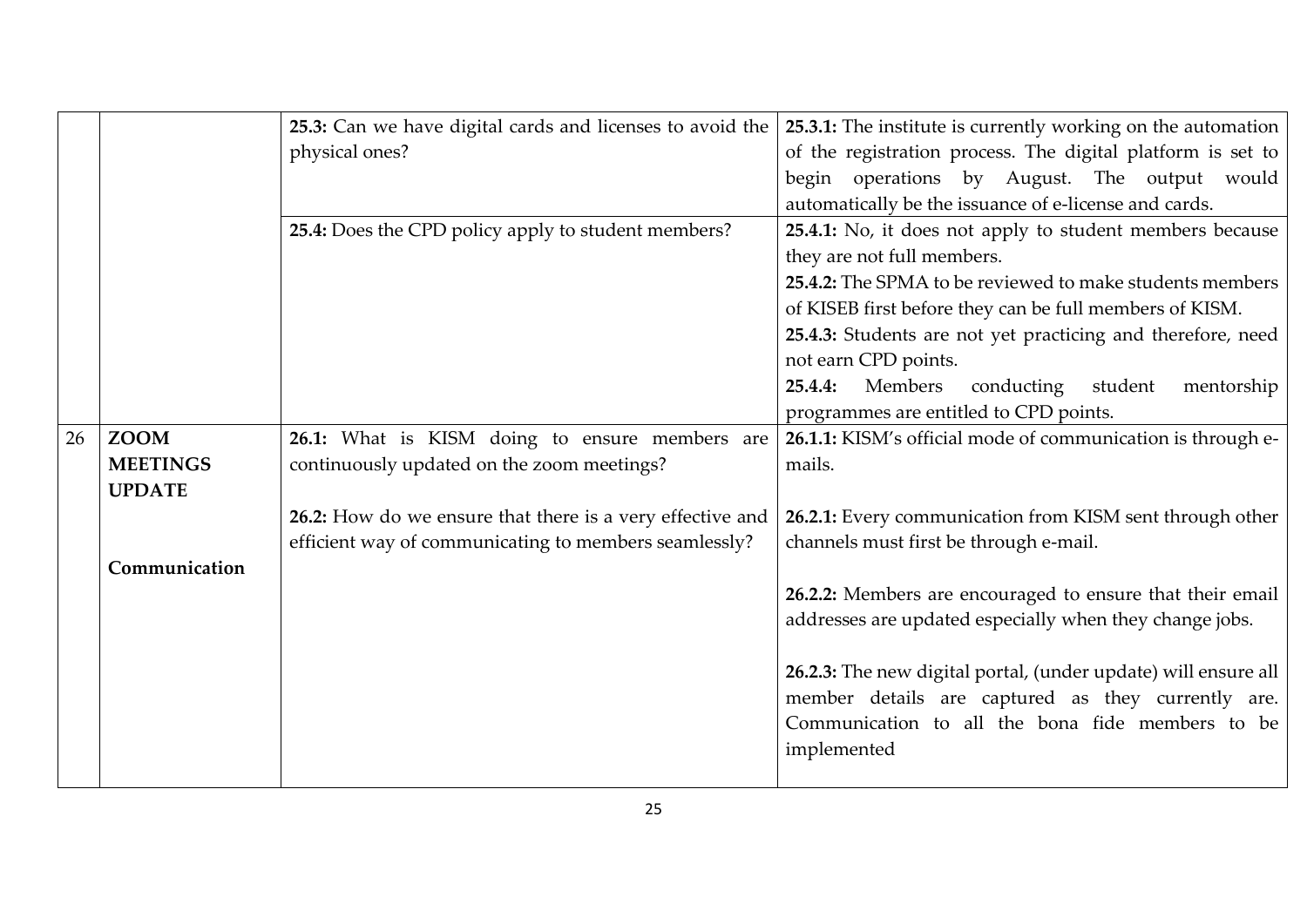| | | | |
|---|---|---|---|
| | | **25.3:** Can we have digital cards and licenses to avoid the physical ones? | **25.3.1:** The institute is currently working on the automation of the registration process. The digital platform is set to begin operations by August. The output would automatically be the issuance of e-license and cards. |
| | | **25.4:** Does the CPD policy apply to student members? | **25.4.1:** No, it does not apply to student members because they are not full members.<br>**25.4.2:** The SPMA to be reviewed to make students members of KISEB first before they can be full members of KISM.<br>**25.4.3:** Students are not yet practicing and therefore, need not earn CPD points.<br>**25.4.4:** Members conducting student mentorship programmes are entitled to CPD points. |
| 26 | **ZOOM MEETINGS UPDATE**<br><br>**Communication** | **26.1:** What is KISM doing to ensure members are continuously updated on the zoom meetings?<br><br>**26.2:** How do we ensure that there is a very effective and efficient way of communicating to members seamlessly? | **26.1.1:** KISM's official mode of communication is through e-mails.<br><br>**26.2.1:** Every communication from KISM sent through other channels must first be through e-mail.<br><br>**26.2.2:** Members are encouraged to ensure that their email addresses are updated especially when they change jobs.<br><br>**26.2.3:** The new digital portal, (under update) will ensure all member details are captured as they currently are. Communication to all the bona fide members to be implemented |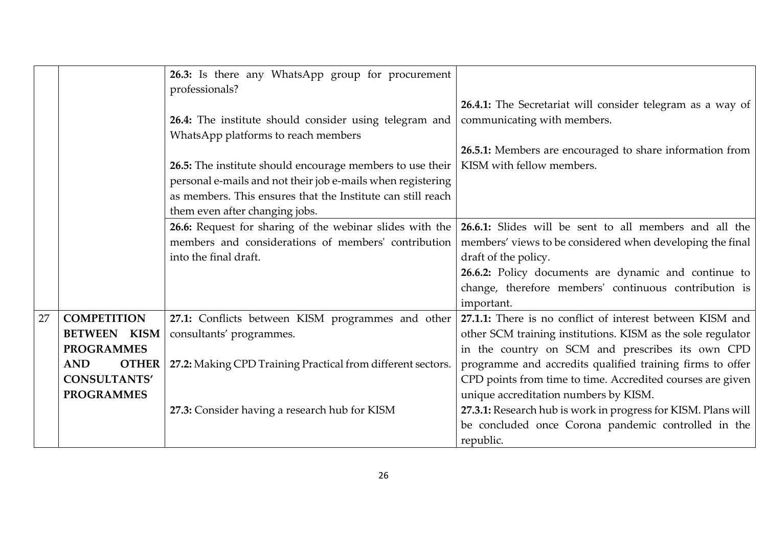| | | | |
|---|---|---|---|
| | | **26.3:** Is there any WhatsApp group for procurement professionals?<br><br>**26.4:** The institute should consider using telegram and WhatsApp platforms to reach members<br><br>**26.5:** The institute should encourage members to use their personal e-mails and not their job e-mails when registering as members. This ensures that the Institute can still reach them even after changing jobs. | **26.4.1:** The Secretariat will consider telegram as a way of communicating with members.<br><br>**26.5.1:** Members are encouraged to share information from KISM with fellow members. |
| | | **26.6:** Request for sharing of the webinar slides with the members and considerations of members' contribution into the final draft. | **26.6.1:** Slides will be sent to all members and all the members' views to be considered when developing the final draft of the policy.<br>**26.6.2:** Policy documents are dynamic and continue to change, therefore members' continuous contribution is important. |
| 27 | **COMPETITION BETWEEN KISM PROGRAMMES AND OTHER CONSULTANTS' PROGRAMMES** | **27.1:** Conflicts between KISM programmes and other consultants' programmes.<br><br>**27.2:** Making CPD Training Practical from different sectors.<br><br>**27.3:** Consider having a research hub for KISM | **27.1.1:** There is no conflict of interest between KISM and other SCM training institutions. KISM as the sole regulator in the country on SCM and prescribes its own CPD programme and accredits qualified training firms to offer CPD points from time to time. Accredited courses are given unique accreditation numbers by KISM.<br>**27.3.1:** Research hub is work in progress for KISM. Plans will be concluded once Corona pandemic controlled in the republic. |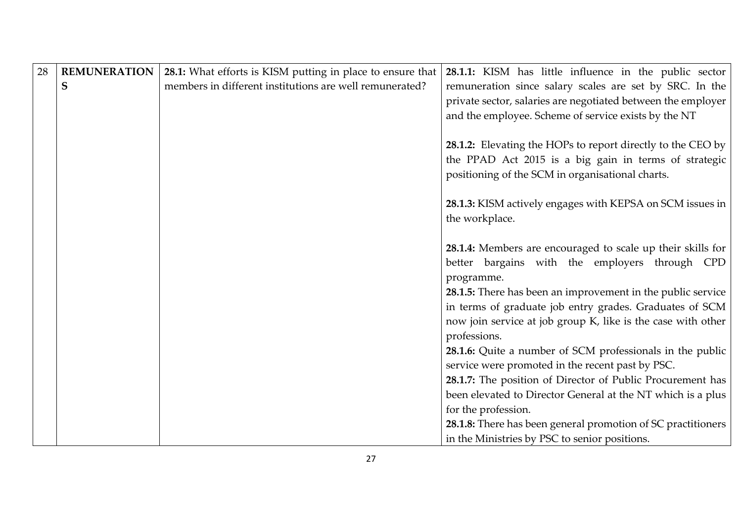| 28 | REMUNERATIONS | 28.1: What efforts is KISM putting in place to ensure that members in different institutions are well remunerated? | **28.1.1:** KISM has little influence in the public sector remuneration since salary scales are set by SRC. In the private sector, salaries are negotiated between the employer and the employee. Scheme of service exists by the NT<br><br>**28.1.2:** Elevating the HOPs to report directly to the CEO by the PPAD Act 2015 is a big gain in terms of strategic positioning of the SCM in organisational charts.<br><br>**28.1.3:** KISM actively engages with KEPSA on SCM issues in the workplace.<br><br>**28.1.4:** Members are encouraged to scale up their skills for better bargains with the employers through CPD programme.<br>**28.1.5:** There has been an improvement in the public service in terms of graduate job entry grades. Graduates of SCM now join service at job group K, like is the case with other professions.<br>**28.1.6:** Quite a number of SCM professionals in the public service were promoted in the recent past by PSC.<br>**28.1.7:** The position of Director of Public Procurement has been elevated to Director General at the NT which is a plus for the profession.<br>**28.1.8:** There has been general promotion of SC practitioners in the Ministries by PSC to senior positions. |
|---|---|---|---|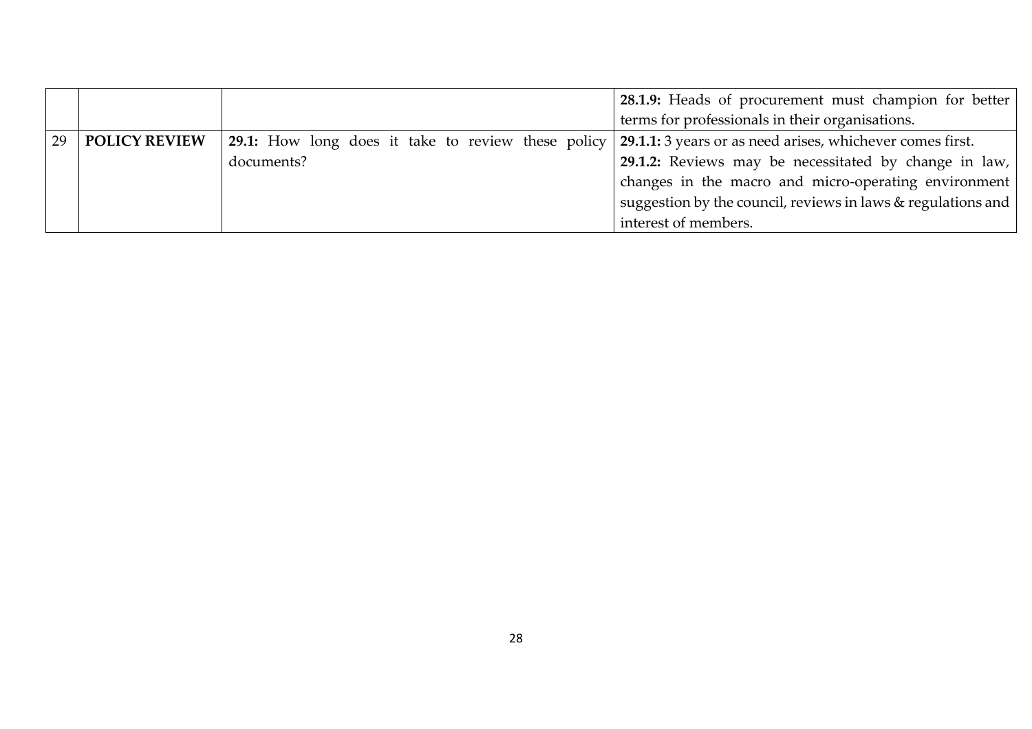| | | | |
|---|---|---|---|
| | | | **28.1.9:** Heads of procurement must champion for better terms for professionals in their organisations. |
| 29 | **POLICY REVIEW** | **29.1:** How long does it take to review these policy documents? | **29.1.1:** 3 years or as need arises, whichever comes first.<br>**29.1.2:** Reviews may be necessitated by change in law, changes in the macro and micro-operating environment suggestion by the council, reviews in laws & regulations and interest of members. |